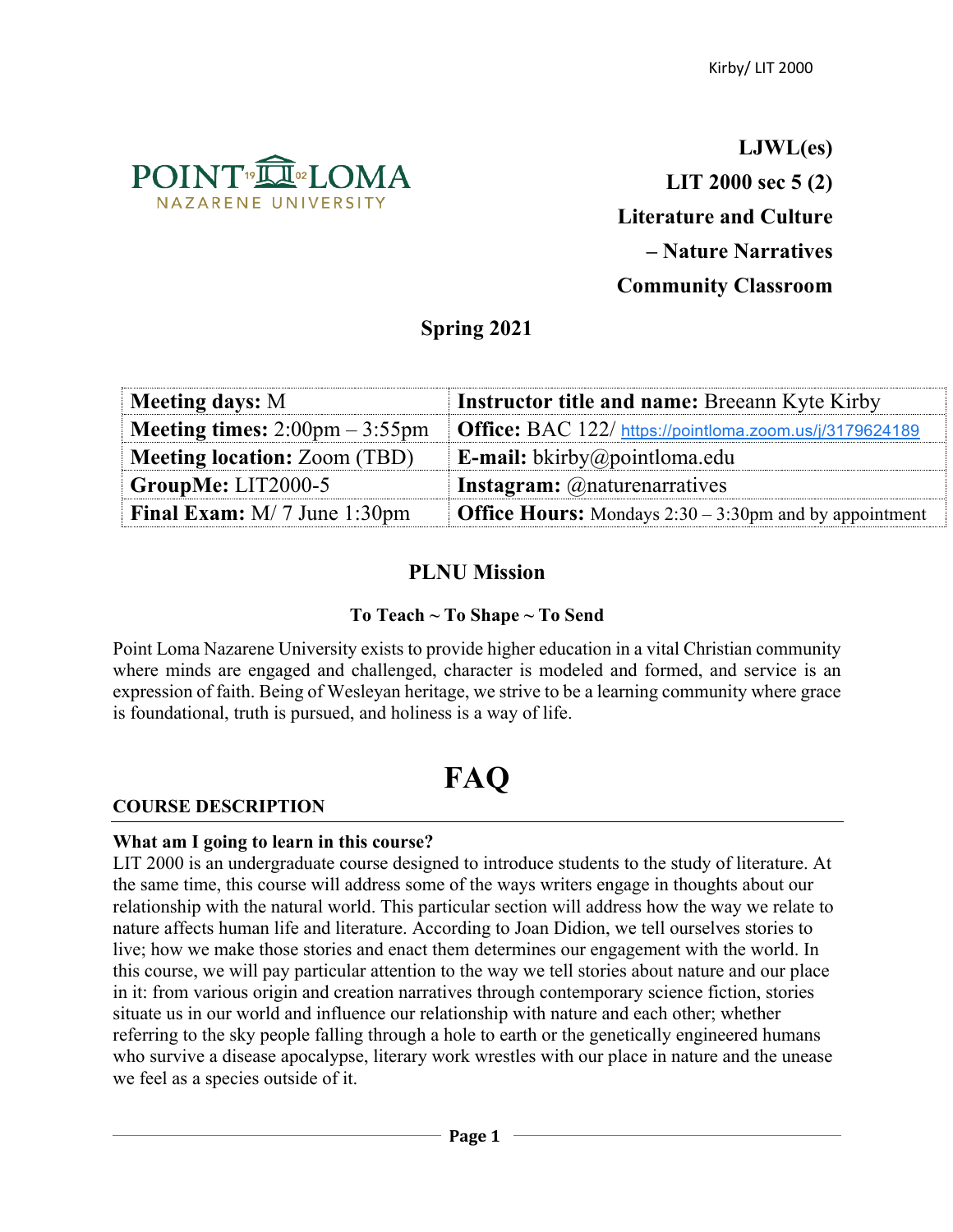**LJWL(es)**

**LIT 2000 sec 5 (2)**

**Literature and Culture**

**– Nature Narratives**

**Community Classroom**

## Spring 2021

| | |
|---|---|
| **Meeting days:** M | **Instructor title and name:** Breeann Kyte Kirby |
| **Meeting times:** 2:00pm – 3:55pm | **Office:** BAC 122/ https://pointloma.zoom.us/j/3179624189 |
| **Meeting location:** Zoom (TBD) | **E-mail:** bkirby@pointloma.edu |
| **GroupMe:** LIT2000-5 | **Instagram:** @naturenarratives |
| **Final Exam:** M/ 7 June 1:30pm | **Office Hours:** Mondays 2:30 – 3:30pm and by appointment |

## PLNU Mission

**To Teach ~ To Shape ~ To Send**

Point Loma Nazarene University exists to provide higher education in a vital Christian community where minds are engaged and challenged, character is modeled and formed, and service is an expression of faith. Being of Wesleyan heritage, we strive to be a learning community where grace is foundational, truth is pursued, and holiness is a way of life.

# FAQ

## COURSE DESCRIPTION

**What am I going to learn in this course?**

LIT 2000 is an undergraduate course designed to introduce students to the study of literature. At the same time, this course will address some of the ways writers engage in thoughts about our relationship with the natural world. This particular section will address how the way we relate to nature affects human life and literature. According to Joan Didion, we tell ourselves stories to live; how we make those stories and enact them determines our engagement with the world. In this course, we will pay particular attention to the way we tell stories about nature and our place in it: from various origin and creation narratives through contemporary science fiction, stories situate us in our world and influence our relationship with nature and each other; whether referring to the sky people falling through a hole to earth or the genetically engineered humans who survive a disease apocalypse, literary work wrestles with our place in nature and the unease we feel as a species outside of it.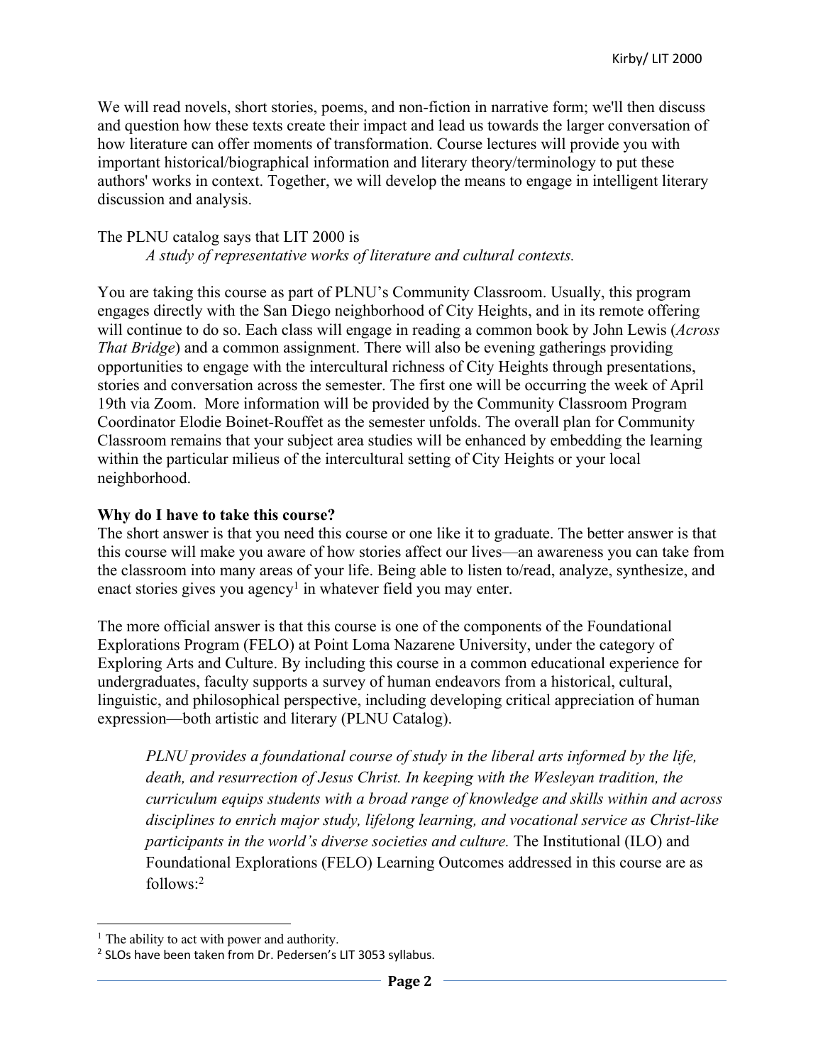We will read novels, short stories, poems, and non-fiction in narrative form; we'll then discuss and question how these texts create their impact and lead us towards the larger conversation of how literature can offer moments of transformation. Course lectures will provide you with important historical/biographical information and literary theory/terminology to put these authors' works in context. Together, we will develop the means to engage in intelligent literary discussion and analysis.

The PLNU catalog says that LIT 2000 is

> *A study of representative works of literature and cultural contexts.*

You are taking this course as part of PLNU's Community Classroom. Usually, this program engages directly with the San Diego neighborhood of City Heights, and in its remote offering will continue to do so. Each class will engage in reading a common book by John Lewis (*Across That Bridge*) and a common assignment. There will also be evening gatherings providing opportunities to engage with the intercultural richness of City Heights through presentations, stories and conversation across the semester. The first one will be occurring the week of April 19th via Zoom. More information will be provided by the Community Classroom Program Coordinator Elodie Boinet-Rouffet as the semester unfolds. The overall plan for Community Classroom remains that your subject area studies will be enhanced by embedding the learning within the particular milieus of the intercultural setting of City Heights or your local neighborhood.

**Why do I have to take this course?**

The short answer is that you need this course or one like it to graduate. The better answer is that this course will make you aware of how stories affect our lives—an awareness you can take from the classroom into many areas of your life. Being able to listen to/read, analyze, synthesize, and enact stories gives you agency[1] in whatever field you may enter.

The more official answer is that this course is one of the components of the Foundational Explorations Program (FELO) at Point Loma Nazarene University, under the category of Exploring Arts and Culture. By including this course in a common educational experience for undergraduates, faculty supports a survey of human endeavors from a historical, cultural, linguistic, and philosophical perspective, including developing critical appreciation of human expression—both artistic and literary (PLNU Catalog).

> *PLNU provides a foundational course of study in the liberal arts informed by the life, death, and resurrection of Jesus Christ. In keeping with the Wesleyan tradition, the curriculum equips students with a broad range of knowledge and skills within and across disciplines to enrich major study, lifelong learning, and vocational service as Christ-like participants in the world's diverse societies and culture.* The Institutional (ILO) and Foundational Explorations (FELO) Learning Outcomes addressed in this course are as follows:[2]

---

[1] The ability to act with power and authority.

[2] SLOs have been taken from Dr. Pedersen's LIT 3053 syllabus.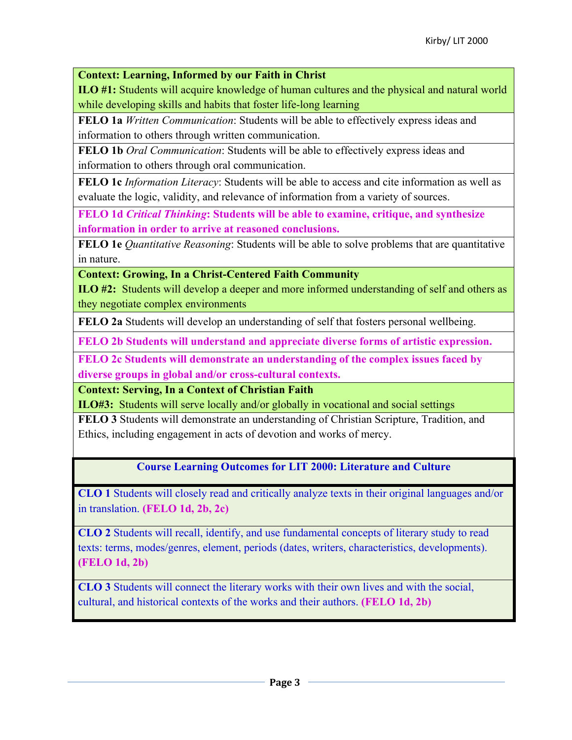**Context: Learning, Informed by our Faith in Christ**
**ILO #1:** Students will acquire knowledge of human cultures and the physical and natural world while developing skills and habits that foster life-long learning

**FELO 1a** *Written Communication*: Students will be able to effectively express ideas and information to others through written communication.

**FELO 1b** *Oral Communication*: Students will be able to effectively express ideas and information to others through oral communication.

**FELO 1c** *Information Literacy*: Students will be able to access and cite information as well as evaluate the logic, validity, and relevance of information from a variety of sources.

**FELO 1d *Critical Thinking*: Students will be able to examine, critique, and synthesize information in order to arrive at reasoned conclusions.**

**FELO 1e** *Quantitative Reasoning*: Students will be able to solve problems that are quantitative in nature.

**Context: Growing, In a Christ-Centered Faith Community**
**ILO #2:** Students will develop a deeper and more informed understanding of self and others as they negotiate complex environments

**FELO 2a** Students will develop an understanding of self that fosters personal wellbeing.

**FELO 2b Students will understand and appreciate diverse forms of artistic expression.**

**FELO 2c Students will demonstrate an understanding of the complex issues faced by diverse groups in global and/or cross-cultural contexts.**

**Context: Serving, In a Context of Christian Faith**
**ILO#3:** Students will serve locally and/or globally in vocational and social settings

**FELO 3** Students will demonstrate an understanding of Christian Scripture, Tradition, and Ethics, including engagement in acts of devotion and works of mercy.

## Course Learning Outcomes for LIT 2000: Literature and Culture

**CLO 1** Students will closely read and critically analyze texts in their original languages and/or in translation. **(FELO 1d, 2b, 2c)**

**CLO 2** Students will recall, identify, and use fundamental concepts of literary study to read texts: terms, modes/genres, element, periods (dates, writers, characteristics, developments). **(FELO 1d, 2b)**

**CLO 3** Students will connect the literary works with their own lives and with the social, cultural, and historical contexts of the works and their authors. **(FELO 1d, 2b)**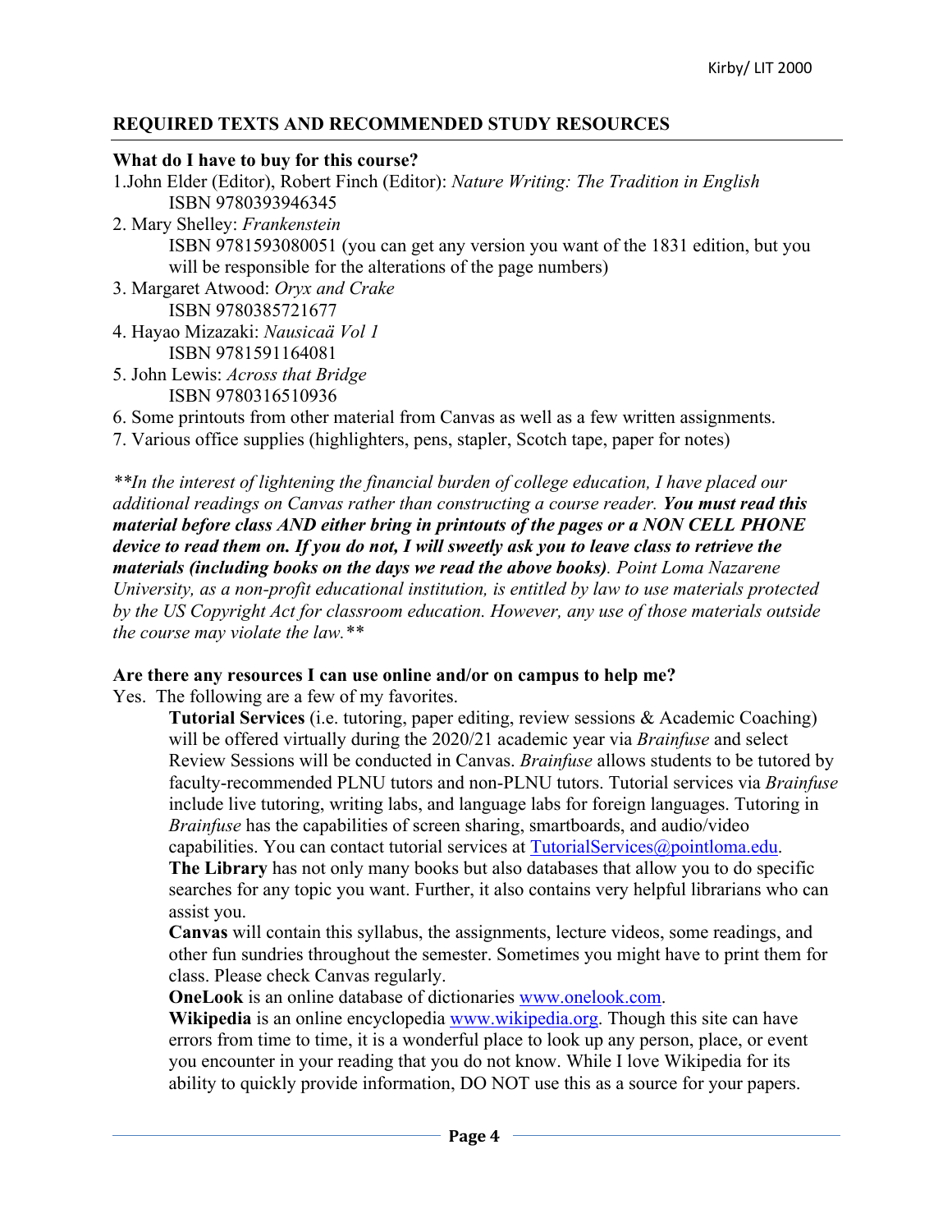## REQUIRED TEXTS AND RECOMMENDED STUDY RESOURCES

**What do I have to buy for this course?**

1. John Elder (Editor), Robert Finch (Editor): *Nature Writing: The Tradition in English*
   ISBN 9780393946345
2. Mary Shelley: *Frankenstein*
   ISBN 9781593080051 (you can get any version you want of the 1831 edition, but you will be responsible for the alterations of the page numbers)
3. Margaret Atwood: *Oryx and Crake*
   ISBN 9780385721677
4. Hayao Mizazaki: *Nausicaä Vol 1*
   ISBN 9781591164081
5. John Lewis: *Across that Bridge*
   ISBN 9780316510936
6. Some printouts from other material from Canvas as well as a few written assignments.
7. Various office supplies (highlighters, pens, stapler, Scotch tape, paper for notes)

*\*\*In the interest of lightening the financial burden of college education, I have placed our additional readings on Canvas rather than constructing a course reader.* ***You must read this material before class AND either bring in printouts of the pages or a NON CELL PHONE device to read them on. If you do not, I will sweetly ask you to leave class to retrieve the materials (including books on the days we read the above books)****. Point Loma Nazarene University, as a non-profit educational institution, is entitled by law to use materials protected by the US Copyright Act for classroom education. However, any use of those materials outside the course may violate the law.\*\**

**Are there any resources I can use online and/or on campus to help me?**

Yes. The following are a few of my favorites.

**Tutorial Services** (i.e. tutoring, paper editing, review sessions & Academic Coaching) will be offered virtually during the 2020/21 academic year via *Brainfuse* and select Review Sessions will be conducted in Canvas. *Brainfuse* allows students to be tutored by faculty-recommended PLNU tutors and non-PLNU tutors. Tutorial services via *Brainfuse* include live tutoring, writing labs, and language labs for foreign languages. Tutoring in *Brainfuse* has the capabilities of screen sharing, smartboards, and audio/video capabilities. You can contact tutorial services at TutorialServices@pointloma.edu.

**The Library** has not only many books but also databases that allow you to do specific searches for any topic you want. Further, it also contains very helpful librarians who can assist you.

**Canvas** will contain this syllabus, the assignments, lecture videos, some readings, and other fun sundries throughout the semester. Sometimes you might have to print them for class. Please check Canvas regularly.

**OneLook** is an online database of dictionaries www.onelook.com.

**Wikipedia** is an online encyclopedia www.wikipedia.org. Though this site can have errors from time to time, it is a wonderful place to look up any person, place, or event you encounter in your reading that you do not know. While I love Wikipedia for its ability to quickly provide information, DO NOT use this as a source for your papers.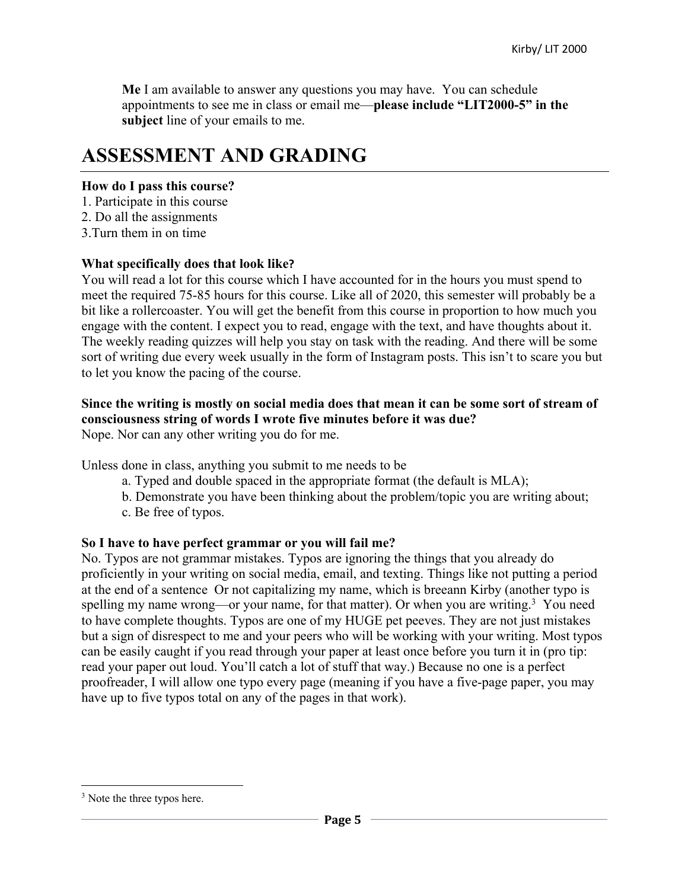**Me** I am available to answer any questions you may have. You can schedule appointments to see me in class or email me—**please include "LIT2000-5" in the subject** line of your emails to me.

# ASSESSMENT AND GRADING

**How do I pass this course?**

1. Participate in this course
2. Do all the assignments
3.Turn them in on time

**What specifically does that look like?**

You will read a lot for this course which I have accounted for in the hours you must spend to meet the required 75-85 hours for this course. Like all of 2020, this semester will probably be a bit like a rollercoaster. You will get the benefit from this course in proportion to how much you engage with the content. I expect you to read, engage with the text, and have thoughts about it. The weekly reading quizzes will help you stay on task with the reading. And there will be some sort of writing due every week usually in the form of Instagram posts. This isn't to scare you but to let you know the pacing of the course.

**Since the writing is mostly on social media does that mean it can be some sort of stream of consciousness string of words I wrote five minutes before it was due?**

Nope. Nor can any other writing you do for me.

Unless done in class, anything you submit to me needs to be

a. Typed and double spaced in the appropriate format (the default is MLA);
b. Demonstrate you have been thinking about the problem/topic you are writing about;
c. Be free of typos.

**So I have to have perfect grammar or you will fail me?**

No. Typos are not grammar mistakes. Typos are ignoring the things that you already do proficiently in your writing on social media, email, and texting. Things like not putting a period at the end of a sentence  Or not capitalizing my name, which is breeann Kirby (another typo is spelling my name wrong—or your name, for that matter). Or when you are writing.[3] You need to have complete thoughts. Typos are one of my HUGE pet peeves. They are not just mistakes but a sign of disrespect to me and your peers who will be working with your writing. Most typos can be easily caught if you read through your paper at least once before you turn it in (pro tip: read your paper out loud. You'll catch a lot of stuff that way.) Because no one is a perfect proofreader, I will allow one typo every page (meaning if you have a five-page paper, you may have up to five typos total on any of the pages in that work).

[3] Note the three typos here.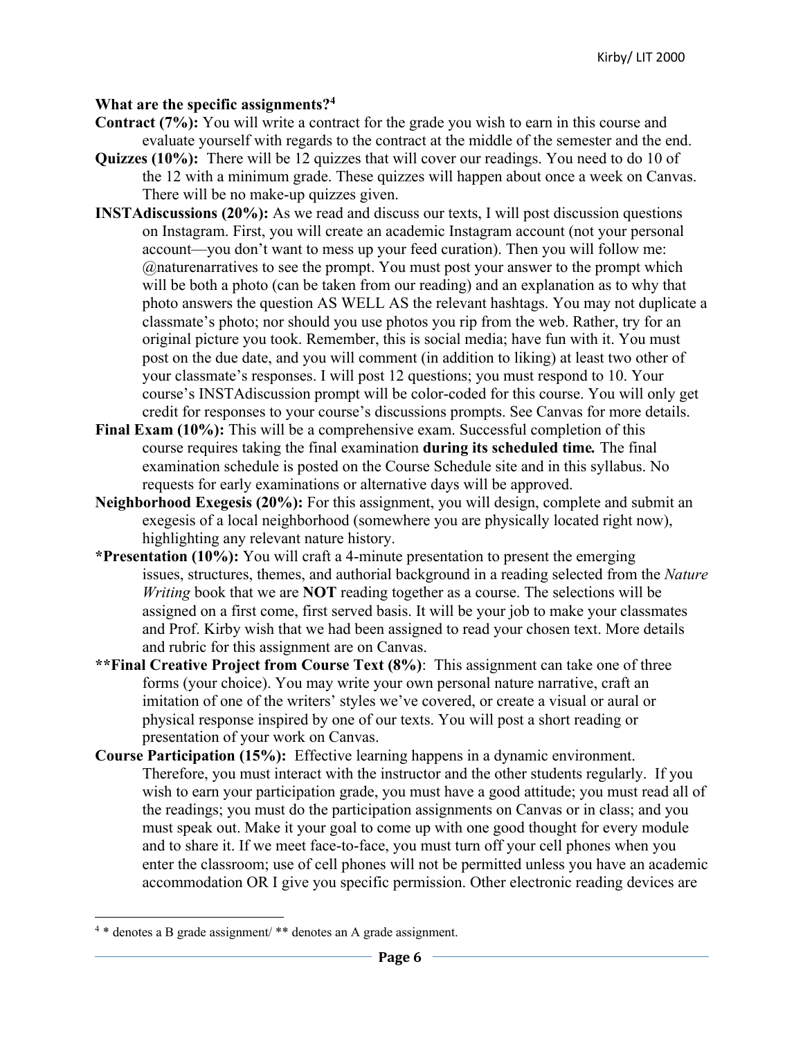**What are the specific assignments?[4]**

**Contract (7%):** You will write a contract for the grade you wish to earn in this course and evaluate yourself with regards to the contract at the middle of the semester and the end.

**Quizzes (10%):** There will be 12 quizzes that will cover our readings. You need to do 10 of the 12 with a minimum grade. These quizzes will happen about once a week on Canvas. There will be no make-up quizzes given.

**INSTAdiscussions (20%):** As we read and discuss our texts, I will post discussion questions on Instagram. First, you will create an academic Instagram account (not your personal account—you don't want to mess up your feed curation). Then you will follow me: @naturenarratives to see the prompt. You must post your answer to the prompt which will be both a photo (can be taken from our reading) and an explanation as to why that photo answers the question AS WELL AS the relevant hashtags. You may not duplicate a classmate's photo; nor should you use photos you rip from the web. Rather, try for an original picture you took. Remember, this is social media; have fun with it. You must post on the due date, and you will comment (in addition to liking) at least two other of your classmate's responses. I will post 12 questions; you must respond to 10. Your course's INSTAdiscussion prompt will be color-coded for this course. You will only get credit for responses to your course's discussions prompts. See Canvas for more details.

**Final Exam (10%):** This will be a comprehensive exam. Successful completion of this course requires taking the final examination **during its scheduled time***.* The final examination schedule is posted on the Course Schedule site and in this syllabus. No requests for early examinations or alternative days will be approved.

**Neighborhood Exegesis (20%):** For this assignment, you will design, complete and submit an exegesis of a local neighborhood (somewhere you are physically located right now), highlighting any relevant nature history.

**\*Presentation (10%):** You will craft a 4-minute presentation to present the emerging issues, structures, themes, and authorial background in a reading selected from the *Nature Writing* book that we are **NOT** reading together as a course. The selections will be assigned on a first come, first served basis. It will be your job to make your classmates and Prof. Kirby wish that we had been assigned to read your chosen text. More details and rubric for this assignment are on Canvas.

**\*\*Final Creative Project from Course Text (8%)**: This assignment can take one of three forms (your choice). You may write your own personal nature narrative, craft an imitation of one of the writers' styles we've covered, or create a visual or aural or physical response inspired by one of our texts. You will post a short reading or presentation of your work on Canvas.

**Course Participation (15%):** Effective learning happens in a dynamic environment. Therefore, you must interact with the instructor and the other students regularly. If you wish to earn your participation grade, you must have a good attitude; you must read all of the readings; you must do the participation assignments on Canvas or in class; and you must speak out. Make it your goal to come up with one good thought for every module and to share it. If we meet face-to-face, you must turn off your cell phones when you enter the classroom; use of cell phones will not be permitted unless you have an academic accommodation OR I give you specific permission. Other electronic reading devices are

---

[4] * denotes a B grade assignment/ ** denotes an A grade assignment.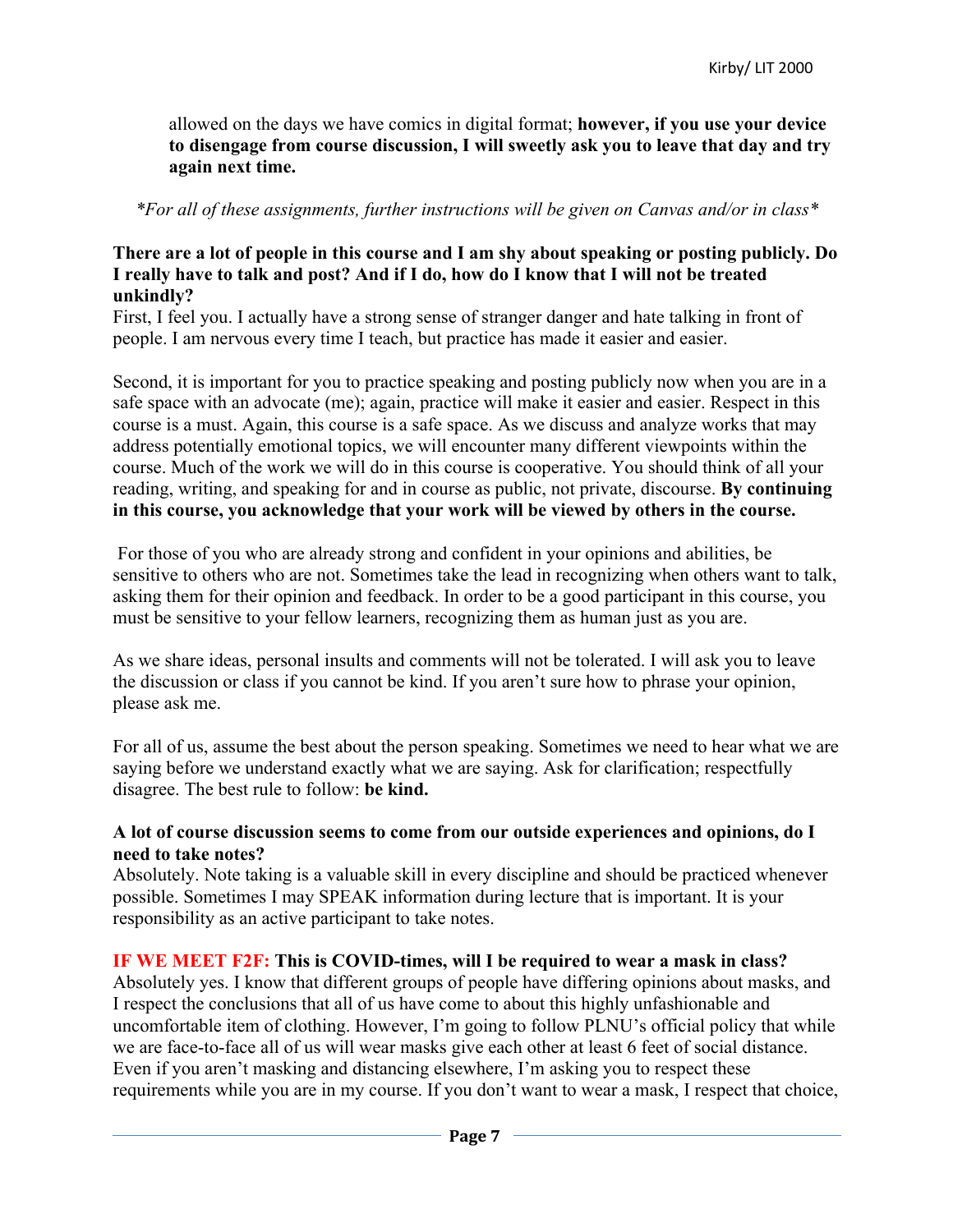allowed on the days we have comics in digital format; **however, if you use your device to disengage from course discussion, I will sweetly ask you to leave that day and try again next time.**

*\*For all of these assignments, further instructions will be given on Canvas and/or in class\**

**There are a lot of people in this course and I am shy about speaking or posting publicly. Do I really have to talk and post? And if I do, how do I know that I will not be treated unkindly?**

First, I feel you. I actually have a strong sense of stranger danger and hate talking in front of people. I am nervous every time I teach, but practice has made it easier and easier.

Second, it is important for you to practice speaking and posting publicly now when you are in a safe space with an advocate (me); again, practice will make it easier and easier. Respect in this course is a must. Again, this course is a safe space. As we discuss and analyze works that may address potentially emotional topics, we will encounter many different viewpoints within the course. Much of the work we will do in this course is cooperative. You should think of all your reading, writing, and speaking for and in course as public, not private, discourse. **By continuing in this course, you acknowledge that your work will be viewed by others in the course.**

For those of you who are already strong and confident in your opinions and abilities, be sensitive to others who are not. Sometimes take the lead in recognizing when others want to talk, asking them for their opinion and feedback. In order to be a good participant in this course, you must be sensitive to your fellow learners, recognizing them as human just as you are.

As we share ideas, personal insults and comments will not be tolerated. I will ask you to leave the discussion or class if you cannot be kind. If you aren't sure how to phrase your opinion, please ask me.

For all of us, assume the best about the person speaking. Sometimes we need to hear what we are saying before we understand exactly what we are saying. Ask for clarification; respectfully disagree. The best rule to follow: **be kind.**

**A lot of course discussion seems to come from our outside experiences and opinions, do I need to take notes?**

Absolutely. Note taking is a valuable skill in every discipline and should be practiced whenever possible. Sometimes I may SPEAK information during lecture that is important. It is your responsibility as an active participant to take notes.

**IF WE MEET F2F: This is COVID-times, will I be required to wear a mask in class?**

Absolutely yes. I know that different groups of people have differing opinions about masks, and I respect the conclusions that all of us have come to about this highly unfashionable and uncomfortable item of clothing. However, I'm going to follow PLNU's official policy that while we are face-to-face all of us will wear masks give each other at least 6 feet of social distance. Even if you aren't masking and distancing elsewhere, I'm asking you to respect these requirements while you are in my course. If you don't want to wear a mask, I respect that choice,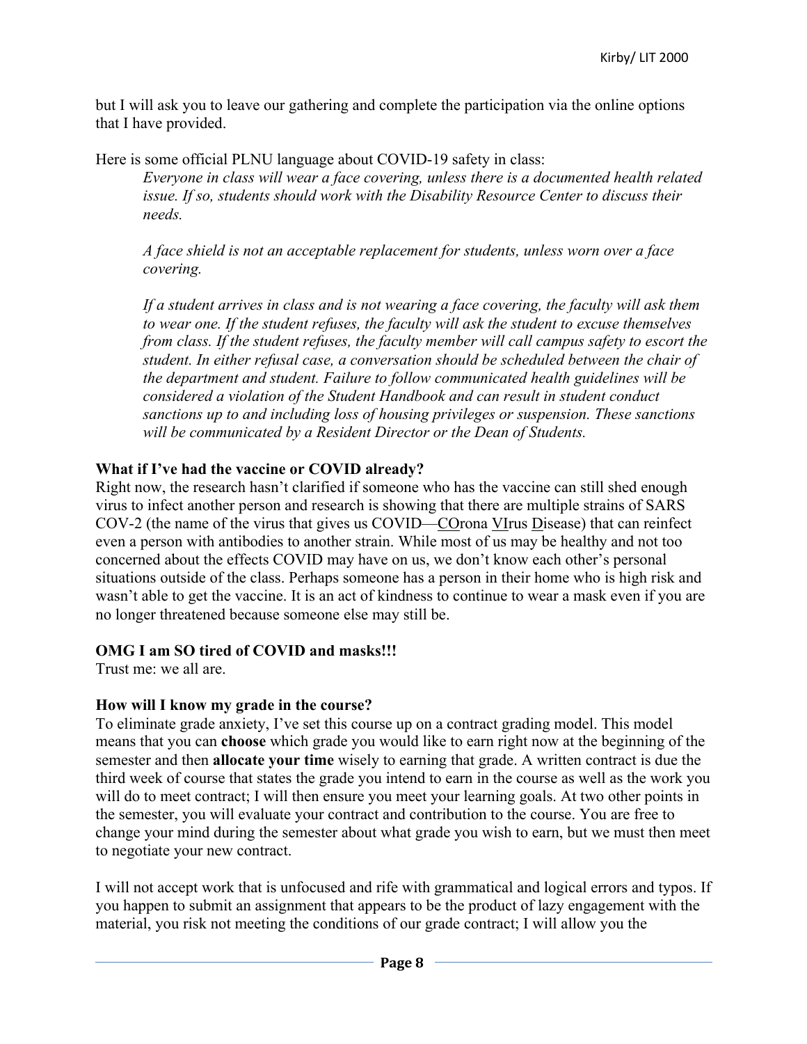but I will ask you to leave our gathering and complete the participation via the online options that I have provided.

Here is some official PLNU language about COVID-19 safety in class:

> *Everyone in class will wear a face covering, unless there is a documented health related issue. If so, students should work with the Disability Resource Center to discuss their needs.*
>
> *A face shield is not an acceptable replacement for students, unless worn over a face covering.*
>
> *If a student arrives in class and is not wearing a face covering, the faculty will ask them to wear one. If the student refuses, the faculty will ask the student to excuse themselves from class. If the student refuses, the faculty member will call campus safety to escort the student. In either refusal case, a conversation should be scheduled between the chair of the department and student. Failure to follow communicated health guidelines will be considered a violation of the Student Handbook and can result in student conduct sanctions up to and including loss of housing privileges or suspension. These sanctions will be communicated by a Resident Director or the Dean of Students.*

**What if I've had the vaccine or COVID already?**

Right now, the research hasn't clarified if someone who has the vaccine can still shed enough virus to infect another person and research is showing that there are multiple strains of SARS COV-2 (the name of the virus that gives us COVID—COrona VIrus Disease) that can reinfect even a person with antibodies to another strain. While most of us may be healthy and not too concerned about the effects COVID may have on us, we don't know each other's personal situations outside of the class. Perhaps someone has a person in their home who is high risk and wasn't able to get the vaccine. It is an act of kindness to continue to wear a mask even if you are no longer threatened because someone else may still be.

**OMG I am SO tired of COVID and masks!!!**

Trust me: we all are.

**How will I know my grade in the course?**

To eliminate grade anxiety, I've set this course up on a contract grading model. This model means that you can **choose** which grade you would like to earn right now at the beginning of the semester and then **allocate your time** wisely to earning that grade. A written contract is due the third week of course that states the grade you intend to earn in the course as well as the work you will do to meet contract; I will then ensure you meet your learning goals. At two other points in the semester, you will evaluate your contract and contribution to the course. You are free to change your mind during the semester about what grade you wish to earn, but we must then meet to negotiate your new contract.

I will not accept work that is unfocused and rife with grammatical and logical errors and typos. If you happen to submit an assignment that appears to be the product of lazy engagement with the material, you risk not meeting the conditions of our grade contract; I will allow you the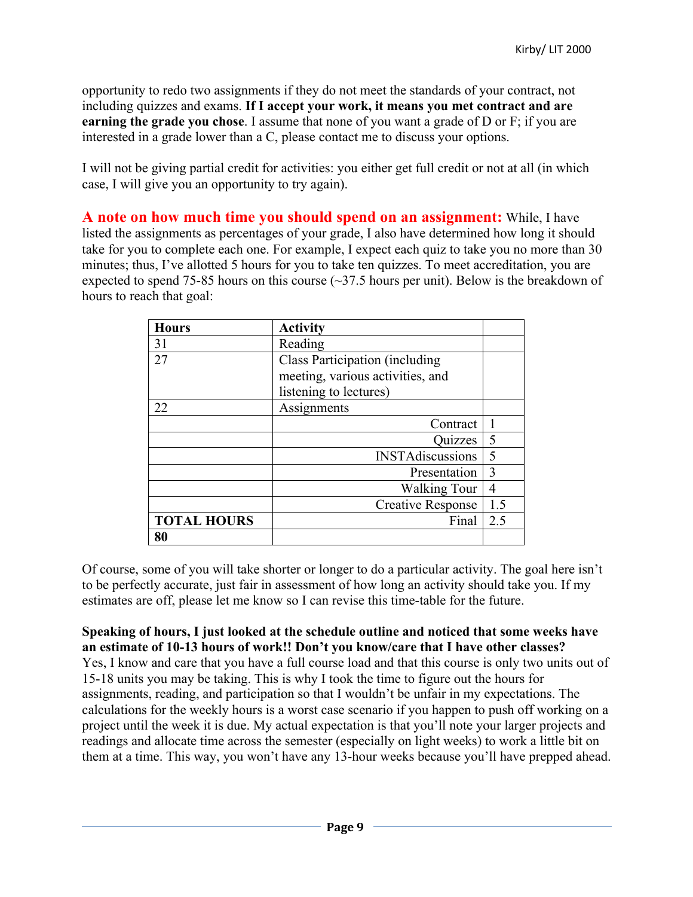opportunity to redo two assignments if they do not meet the standards of your contract, not including quizzes and exams. **If I accept your work, it means you met contract and are earning the grade you chose**. I assume that none of you want a grade of D or F; if you are interested in a grade lower than a C, please contact me to discuss your options.

I will not be giving partial credit for activities: you either get full credit or not at all (in which case, I will give you an opportunity to try again).

**A note on how much time you should spend on an assignment:** While, I have listed the assignments as percentages of your grade, I also have determined how long it should take for you to complete each one. For example, I expect each quiz to take you no more than 30 minutes; thus, I've allotted 5 hours for you to take ten quizzes. To meet accreditation, you are expected to spend 75-85 hours on this course (~37.5 hours per unit). Below is the breakdown of hours to reach that goal:

| Hours | Activity | |
|---|---|---|
| 31 | Reading | |
| 27 | Class Participation (including meeting, various activities, and listening to lectures) | |
| 22 | Assignments | |
| | Contract | 1 |
| | Quizzes | 5 |
| | INSTAdiscussions | 5 |
| | Presentation | 3 |
| | Walking Tour | 4 |
| | Creative Response | 1.5 |
| **TOTAL HOURS** | Final | 2.5 |
| **80** | | |

Of course, some of you will take shorter or longer to do a particular activity. The goal here isn't to be perfectly accurate, just fair in assessment of how long an activity should take you. If my estimates are off, please let me know so I can revise this time-table for the future.

**Speaking of hours, I just looked at the schedule outline and noticed that some weeks have an estimate of 10-13 hours of work!! Don't you know/care that I have other classes?**
Yes, I know and care that you have a full course load and that this course is only two units out of 15-18 units you may be taking. This is why I took the time to figure out the hours for assignments, reading, and participation so that I wouldn't be unfair in my expectations. The calculations for the weekly hours is a worst case scenario if you happen to push off working on a project until the week it is due. My actual expectation is that you'll note your larger projects and readings and allocate time across the semester (especially on light weeks) to work a little bit on them at a time. This way, you won't have any 13-hour weeks because you'll have prepped ahead.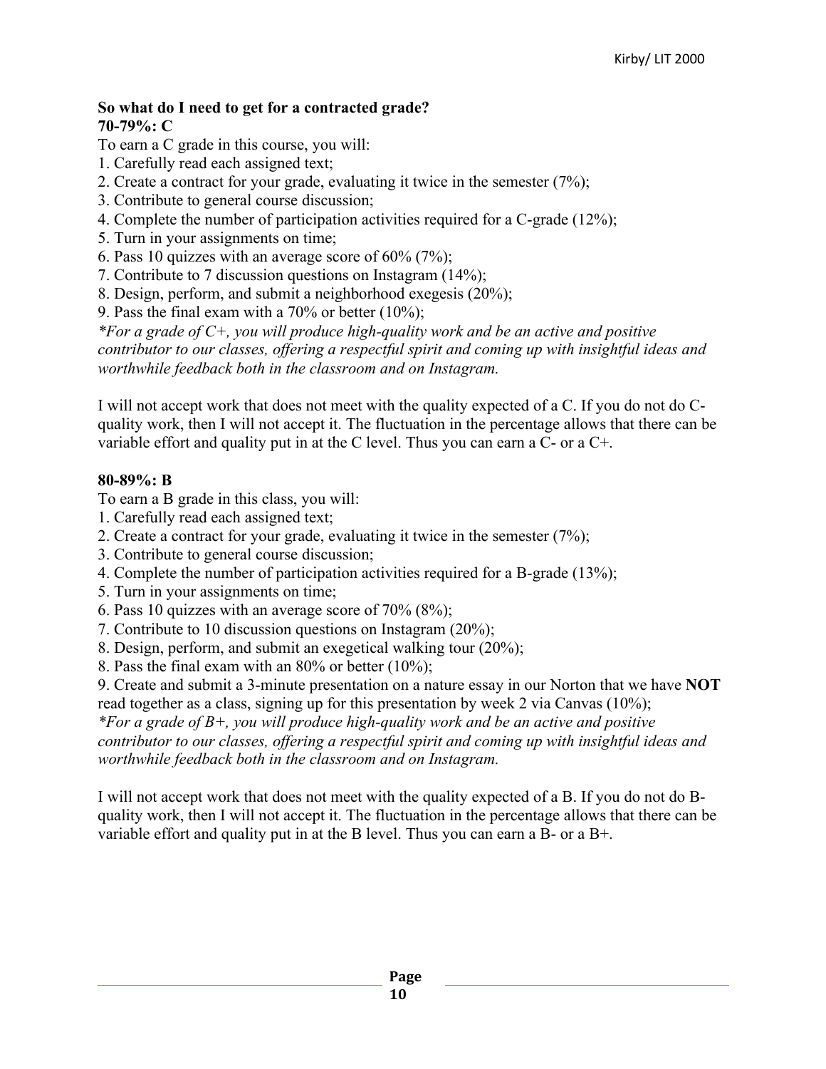**So what do I need to get for a contracted grade?**
**70-79%: C**

To earn a C grade in this course, you will:

1. Carefully read each assigned text;
2. Create a contract for your grade, evaluating it twice in the semester (7%);
3. Contribute to general course discussion;
4. Complete the number of participation activities required for a C-grade (12%);
5. Turn in your assignments on time;
6. Pass 10 quizzes with an average score of 60% (7%);
7. Contribute to 7 discussion questions on Instagram (14%);
8. Design, perform, and submit a neighborhood exegesis (20%);
9. Pass the final exam with a 70% or better (10%);

*\*For a grade of C+, you will produce high-quality work and be an active and positive contributor to our classes, offering a respectful spirit and coming up with insightful ideas and worthwhile feedback both in the classroom and on Instagram.*

I will not accept work that does not meet with the quality expected of a C. If you do not do C-quality work, then I will not accept it. The fluctuation in the percentage allows that there can be variable effort and quality put in at the C level. Thus you can earn a C- or a C+.

**80-89%: B**

To earn a B grade in this class, you will:

1. Carefully read each assigned text;
2. Create a contract for your grade, evaluating it twice in the semester (7%);
3. Contribute to general course discussion;
4. Complete the number of participation activities required for a B-grade (13%);
5. Turn in your assignments on time;
6. Pass 10 quizzes with an average score of 70% (8%);
7. Contribute to 10 discussion questions on Instagram (20%);
8. Design, perform, and submit an exegetical walking tour (20%);
8. Pass the final exam with an 80% or better (10%);
9. Create and submit a 3-minute presentation on a nature essay in our Norton that we have **NOT** read together as a class, signing up for this presentation by week 2 via Canvas (10%);

*\*For a grade of B+, you will produce high-quality work and be an active and positive contributor to our classes, offering a respectful spirit and coming up with insightful ideas and worthwhile feedback both in the classroom and on Instagram.*

I will not accept work that does not meet with the quality expected of a B. If you do not do B-quality work, then I will not accept it. The fluctuation in the percentage allows that there can be variable effort and quality put in at the B level. Thus you can earn a B- or a B+.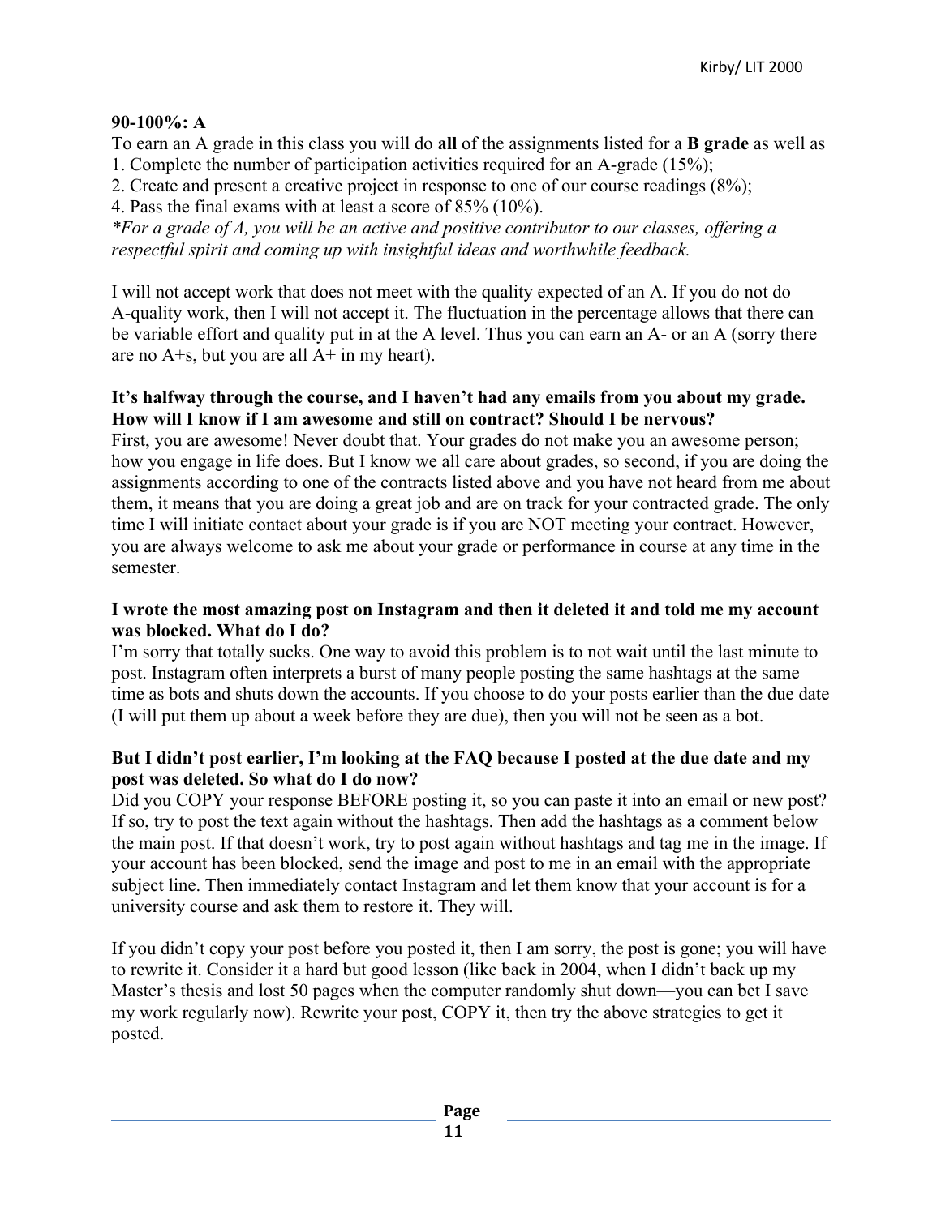**90-100%: A**

To earn an A grade in this class you will do **all** of the assignments listed for a **B grade** as well as
1. Complete the number of participation activities required for an A-grade (15%);
2. Create and present a creative project in response to one of our course readings (8%);
4. Pass the final exams with at least a score of 85% (10%).

*\*For a grade of A, you will be an active and positive contributor to our classes, offering a respectful spirit and coming up with insightful ideas and worthwhile feedback.*

I will not accept work that does not meet with the quality expected of an A. If you do not do A-quality work, then I will not accept it. The fluctuation in the percentage allows that there can be variable effort and quality put in at the A level. Thus you can earn an A- or an A (sorry there are no A+s, but you are all A+ in my heart).

**It's halfway through the course, and I haven't had any emails from you about my grade. How will I know if I am awesome and still on contract? Should I be nervous?**

First, you are awesome! Never doubt that. Your grades do not make you an awesome person; how you engage in life does. But I know we all care about grades, so second, if you are doing the assignments according to one of the contracts listed above and you have not heard from me about them, it means that you are doing a great job and are on track for your contracted grade. The only time I will initiate contact about your grade is if you are NOT meeting your contract. However, you are always welcome to ask me about your grade or performance in course at any time in the semester.

**I wrote the most amazing post on Instagram and then it deleted it and told me my account was blocked. What do I do?**

I'm sorry that totally sucks. One way to avoid this problem is to not wait until the last minute to post. Instagram often interprets a burst of many people posting the same hashtags at the same time as bots and shuts down the accounts. If you choose to do your posts earlier than the due date (I will put them up about a week before they are due), then you will not be seen as a bot.

**But I didn't post earlier, I'm looking at the FAQ because I posted at the due date and my post was deleted. So what do I do now?**

Did you COPY your response BEFORE posting it, so you can paste it into an email or new post? If so, try to post the text again without the hashtags. Then add the hashtags as a comment below the main post. If that doesn't work, try to post again without hashtags and tag me in the image. If your account has been blocked, send the image and post to me in an email with the appropriate subject line. Then immediately contact Instagram and let them know that your account is for a university course and ask them to restore it. They will.

If you didn't copy your post before you posted it, then I am sorry, the post is gone; you will have to rewrite it. Consider it a hard but good lesson (like back in 2004, when I didn't back up my Master's thesis and lost 50 pages when the computer randomly shut down—you can bet I save my work regularly now). Rewrite your post, COPY it, then try the above strategies to get it posted.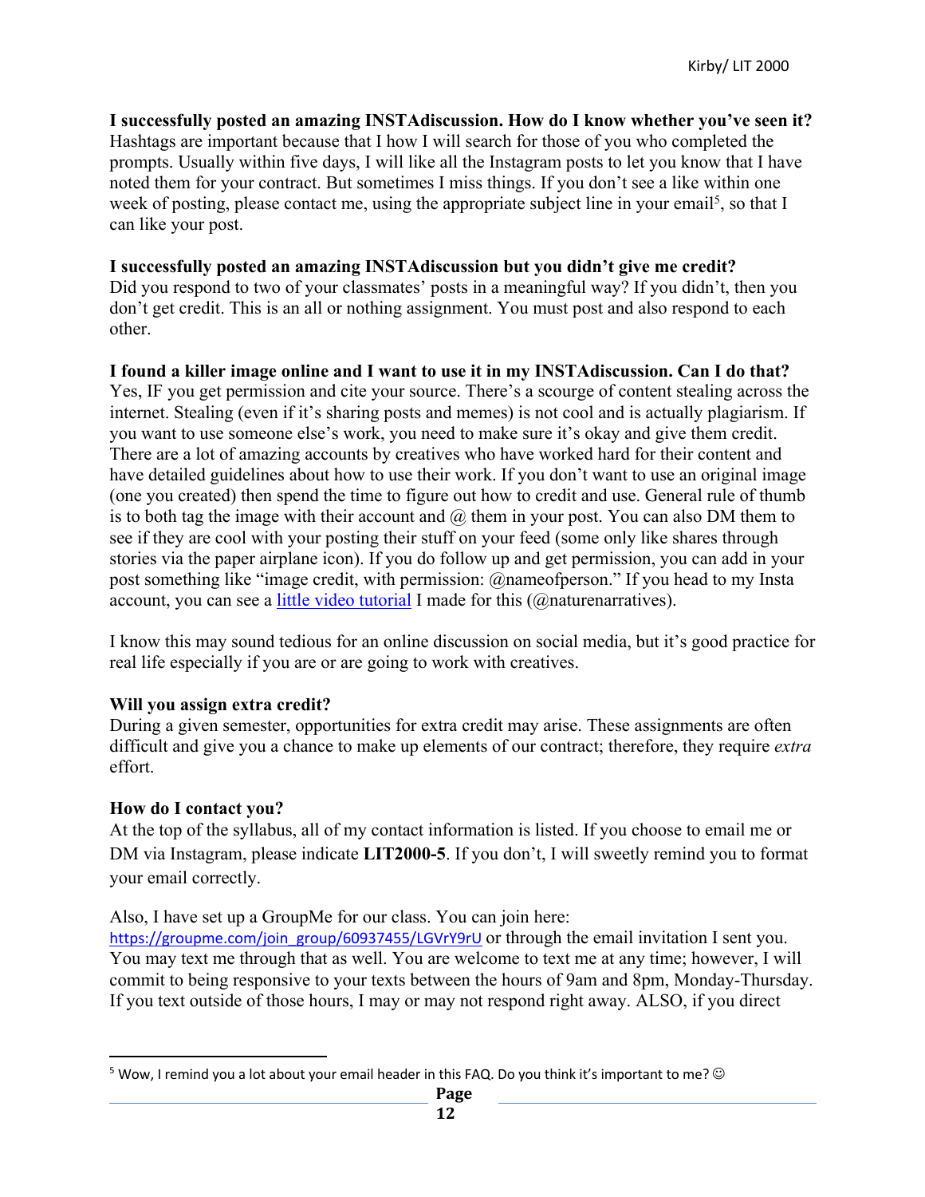**I successfully posted an amazing INSTAdiscussion. How do I know whether you've seen it?**
Hashtags are important because that I how I will search for those of you who completed the prompts. Usually within five days, I will like all the Instagram posts to let you know that I have noted them for your contract. But sometimes I miss things. If you don't see a like within one week of posting, please contact me, using the appropriate subject line in your email[5], so that I can like your post.

**I successfully posted an amazing INSTAdiscussion but you didn't give me credit?**
Did you respond to two of your classmates' posts in a meaningful way? If you didn't, then you don't get credit. This is an all or nothing assignment. You must post and also respond to each other.

**I found a killer image online and I want to use it in my INSTAdiscussion. Can I do that?**
Yes, IF you get permission and cite your source. There's a scourge of content stealing across the internet. Stealing (even if it's sharing posts and memes) is not cool and is actually plagiarism. If you want to use someone else's work, you need to make sure it's okay and give them credit. There are a lot of amazing accounts by creatives who have worked hard for their content and have detailed guidelines about how to use their work. If you don't want to use an original image (one you created) then spend the time to figure out how to credit and use. General rule of thumb is to both tag the image with their account and @ them in your post. You can also DM them to see if they are cool with your posting their stuff on your feed (some only like shares through stories via the paper airplane icon). If you do follow up and get permission, you can add in your post something like "image credit, with permission: @nameofperson." If you head to my Insta account, you can see a little video tutorial I made for this (@naturenarratives).

I know this may sound tedious for an online discussion on social media, but it's good practice for real life especially if you are or are going to work with creatives.

**Will you assign extra credit?**
During a given semester, opportunities for extra credit may arise. These assignments are often difficult and give you a chance to make up elements of our contract; therefore, they require *extra* effort.

**How do I contact you?**
At the top of the syllabus, all of my contact information is listed. If you choose to email me or DM via Instagram, please indicate **LIT2000-5**. If you don't, I will sweetly remind you to format your email correctly.

Also, I have set up a GroupMe for our class. You can join here:
https://groupme.com/join_group/60937455/LGVrY9rU or through the email invitation I sent you. You may text me through that as well. You are welcome to text me at any time; however, I will commit to being responsive to your texts between the hours of 9am and 8pm, Monday-Thursday. If you text outside of those hours, I may or may not respond right away. ALSO, if you direct

---

[5] Wow, I remind you a lot about your email header in this FAQ. Do you think it's important to me? ☺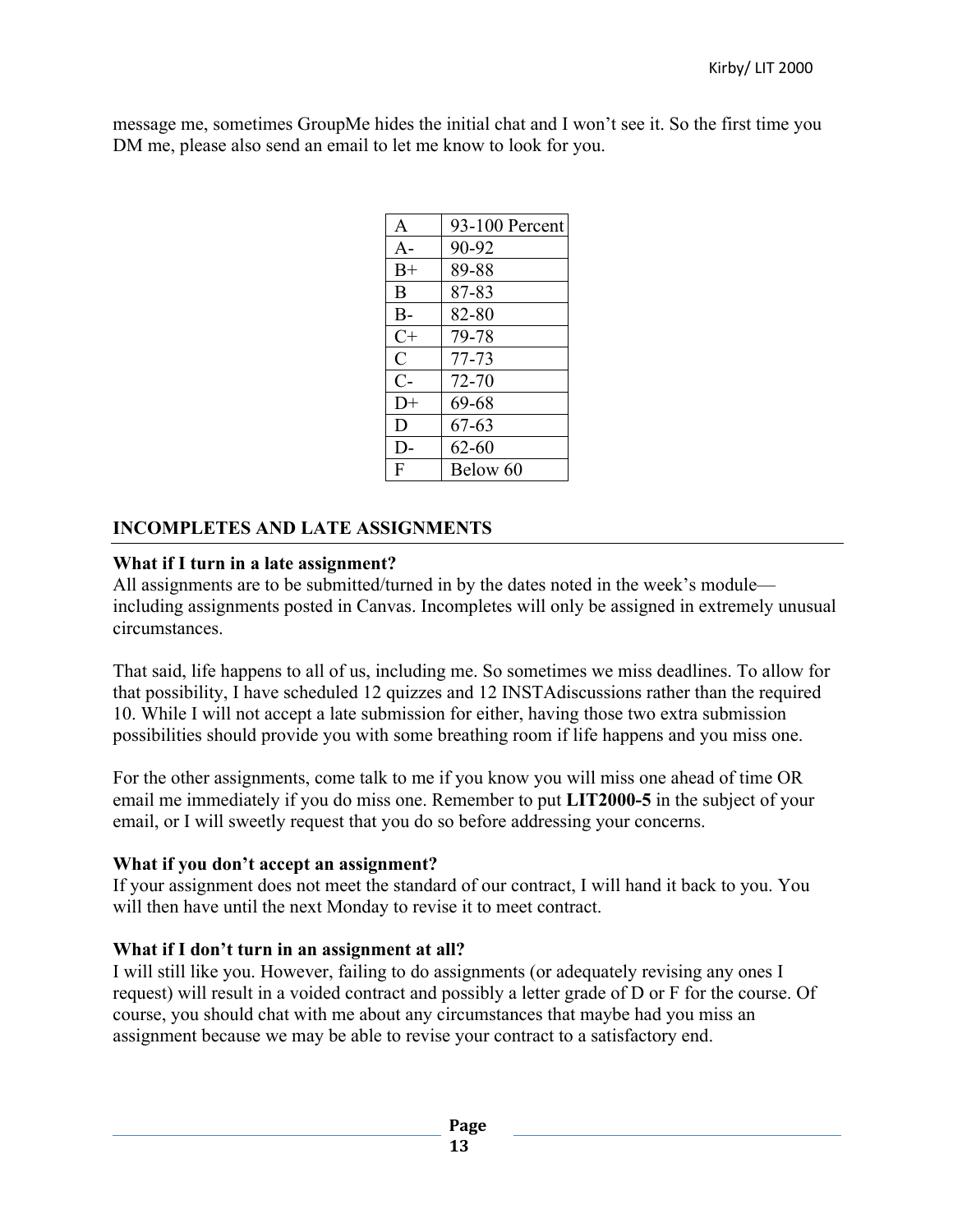message me, sometimes GroupMe hides the initial chat and I won't see it. So the first time you DM me, please also send an email to let me know to look for you.

| A | 93-100 Percent |
|---|---|
| A- | 90-92 |
| B+ | 89-88 |
| B | 87-83 |
| B- | 82-80 |
| C+ | 79-78 |
| C | 77-73 |
| C- | 72-70 |
| D+ | 69-68 |
| D | 67-63 |
| D- | 62-60 |
| F | Below 60 |

## INCOMPLETES AND LATE ASSIGNMENTS

**What if I turn in a late assignment?**
All assignments are to be submitted/turned in by the dates noted in the week's module—including assignments posted in Canvas. Incompletes will only be assigned in extremely unusual circumstances.

That said, life happens to all of us, including me. So sometimes we miss deadlines. To allow for that possibility, I have scheduled 12 quizzes and 12 INSTAdiscussions rather than the required 10. While I will not accept a late submission for either, having those two extra submission possibilities should provide you with some breathing room if life happens and you miss one.

For the other assignments, come talk to me if you know you will miss one ahead of time OR email me immediately if you do miss one. Remember to put **LIT2000-5** in the subject of your email, or I will sweetly request that you do so before addressing your concerns.

**What if you don't accept an assignment?**
If your assignment does not meet the standard of our contract, I will hand it back to you. You will then have until the next Monday to revise it to meet contract.

**What if I don't turn in an assignment at all?**
I will still like you. However, failing to do assignments (or adequately revising any ones I request) will result in a voided contract and possibly a letter grade of D or F for the course. Of course, you should chat with me about any circumstances that maybe had you miss an assignment because we may be able to revise your contract to a satisfactory end.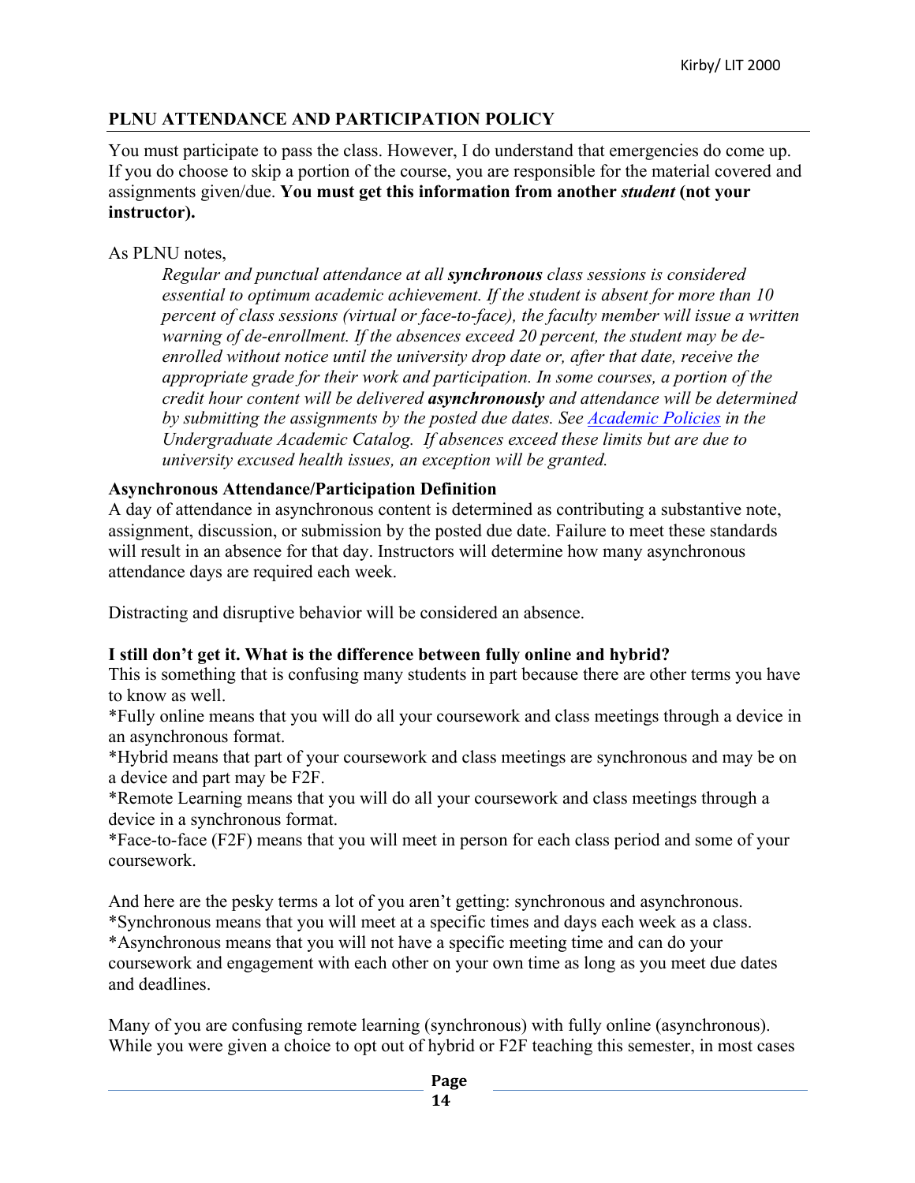## PLNU ATTENDANCE AND PARTICIPATION POLICY

You must participate to pass the class. However, I do understand that emergencies do come up. If you do choose to skip a portion of the course, you are responsible for the material covered and assignments given/due. **You must get this information from another *student* (not your instructor).**

As PLNU notes,

> *Regular and punctual attendance at all **synchronous** class sessions is considered essential to optimum academic achievement. If the student is absent for more than 10 percent of class sessions (virtual or face-to-face), the faculty member will issue a written warning of de-enrollment. If the absences exceed 20 percent, the student may be de-enrolled without notice until the university drop date or, after that date, receive the appropriate grade for their work and participation. In some courses, a portion of the credit hour content will be delivered **asynchronously** and attendance will be determined by submitting the assignments by the posted due dates. See [Academic Policies]() in the Undergraduate Academic Catalog. If absences exceed these limits but are due to university excused health issues, an exception will be granted.*

**Asynchronous Attendance/Participation Definition**

A day of attendance in asynchronous content is determined as contributing a substantive note, assignment, discussion, or submission by the posted due date. Failure to meet these standards will result in an absence for that day. Instructors will determine how many asynchronous attendance days are required each week.

Distracting and disruptive behavior will be considered an absence.

**I still don't get it. What is the difference between fully online and hybrid?**

This is something that is confusing many students in part because there are other terms you have to know as well.

*Fully online means that you will do all your coursework and class meetings through a device in an asynchronous format.

*Hybrid means that part of your coursework and class meetings are synchronous and may be on a device and part may be F2F.

*Remote Learning means that you will do all your coursework and class meetings through a device in a synchronous format.

*Face-to-face (F2F) means that you will meet in person for each class period and some of your coursework.

And here are the pesky terms a lot of you aren't getting: synchronous and asynchronous.

*Synchronous means that you will meet at a specific times and days each week as a class.

*Asynchronous means that you will not have a specific meeting time and can do your coursework and engagement with each other on your own time as long as you meet due dates and deadlines.

Many of you are confusing remote learning (synchronous) with fully online (asynchronous). While you were given a choice to opt out of hybrid or F2F teaching this semester, in most cases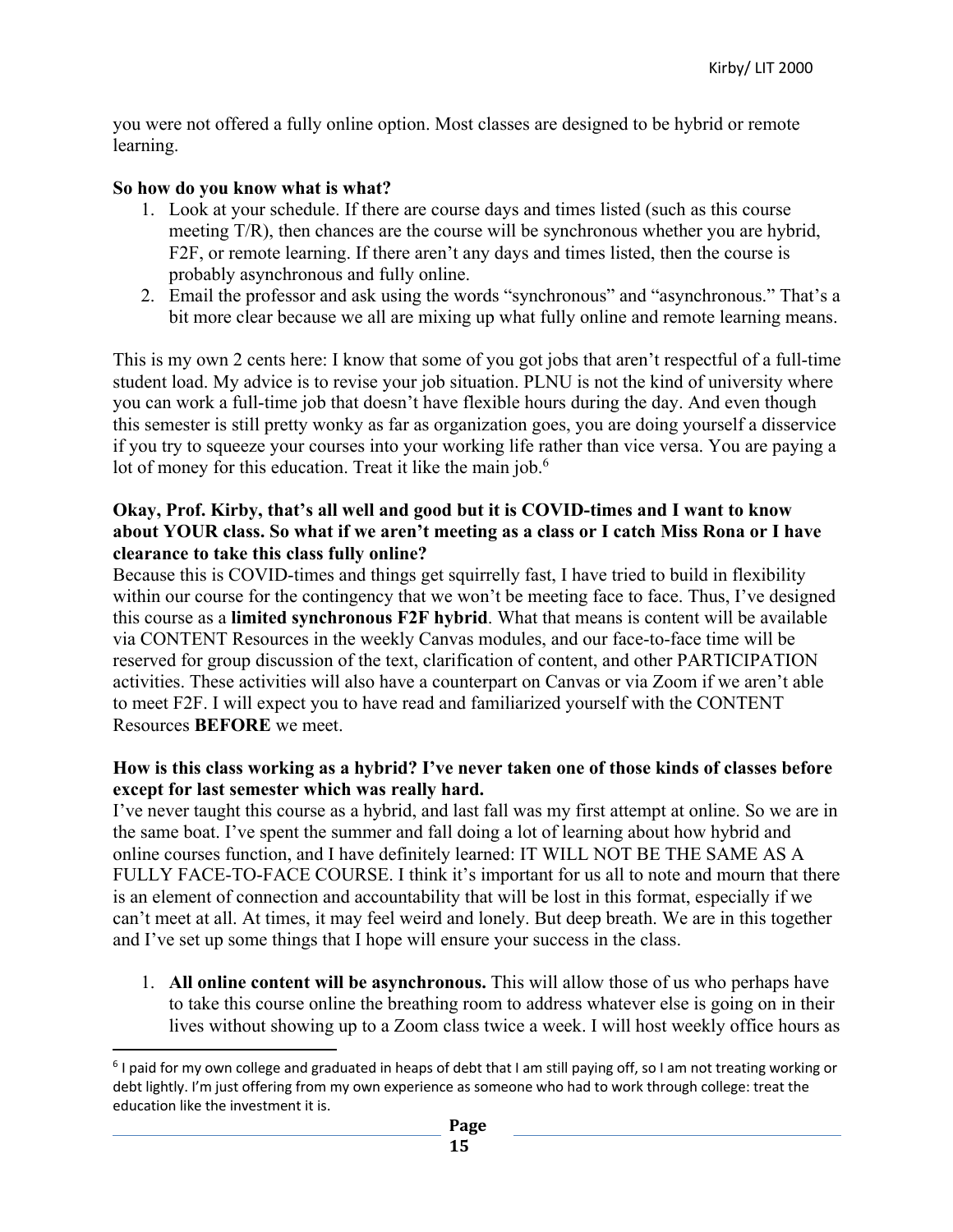you were not offered a fully online option. Most classes are designed to be hybrid or remote learning.

**So how do you know what is what?**

1. Look at your schedule. If there are course days and times listed (such as this course meeting T/R), then chances are the course will be synchronous whether you are hybrid, F2F, or remote learning. If there aren't any days and times listed, then the course is probably asynchronous and fully online.
2. Email the professor and ask using the words "synchronous" and "asynchronous." That's a bit more clear because we all are mixing up what fully online and remote learning means.

This is my own 2 cents here: I know that some of you got jobs that aren't respectful of a full-time student load. My advice is to revise your job situation. PLNU is not the kind of university where you can work a full-time job that doesn't have flexible hours during the day. And even though this semester is still pretty wonky as far as organization goes, you are doing yourself a disservice if you try to squeeze your courses into your working life rather than vice versa. You are paying a lot of money for this education. Treat it like the main job.[6]

**Okay, Prof. Kirby, that's all well and good but it is COVID-times and I want to know about YOUR class. So what if we aren't meeting as a class or I catch Miss Rona or I have clearance to take this class fully online?**

Because this is COVID-times and things get squirrelly fast, I have tried to build in flexibility within our course for the contingency that we won't be meeting face to face. Thus, I've designed this course as a **limited synchronous F2F hybrid**. What that means is content will be available via CONTENT Resources in the weekly Canvas modules, and our face-to-face time will be reserved for group discussion of the text, clarification of content, and other PARTICIPATION activities. These activities will also have a counterpart on Canvas or via Zoom if we aren't able to meet F2F. I will expect you to have read and familiarized yourself with the CONTENT Resources **BEFORE** we meet.

**How is this class working as a hybrid? I've never taken one of those kinds of classes before except for last semester which was really hard.**

I've never taught this course as a hybrid, and last fall was my first attempt at online. So we are in the same boat. I've spent the summer and fall doing a lot of learning about how hybrid and online courses function, and I have definitely learned: IT WILL NOT BE THE SAME AS A FULLY FACE-TO-FACE COURSE. I think it's important for us all to note and mourn that there is an element of connection and accountability that will be lost in this format, especially if we can't meet at all. At times, it may feel weird and lonely. But deep breath. We are in this together and I've set up some things that I hope will ensure your success in the class.

1. **All online content will be asynchronous.** This will allow those of us who perhaps have to take this course online the breathing room to address whatever else is going on in their lives without showing up to a Zoom class twice a week. I will host weekly office hours as

[6] I paid for my own college and graduated in heaps of debt that I am still paying off, so I am not treating working or debt lightly. I'm just offering from my own experience as someone who had to work through college: treat the education like the investment it is.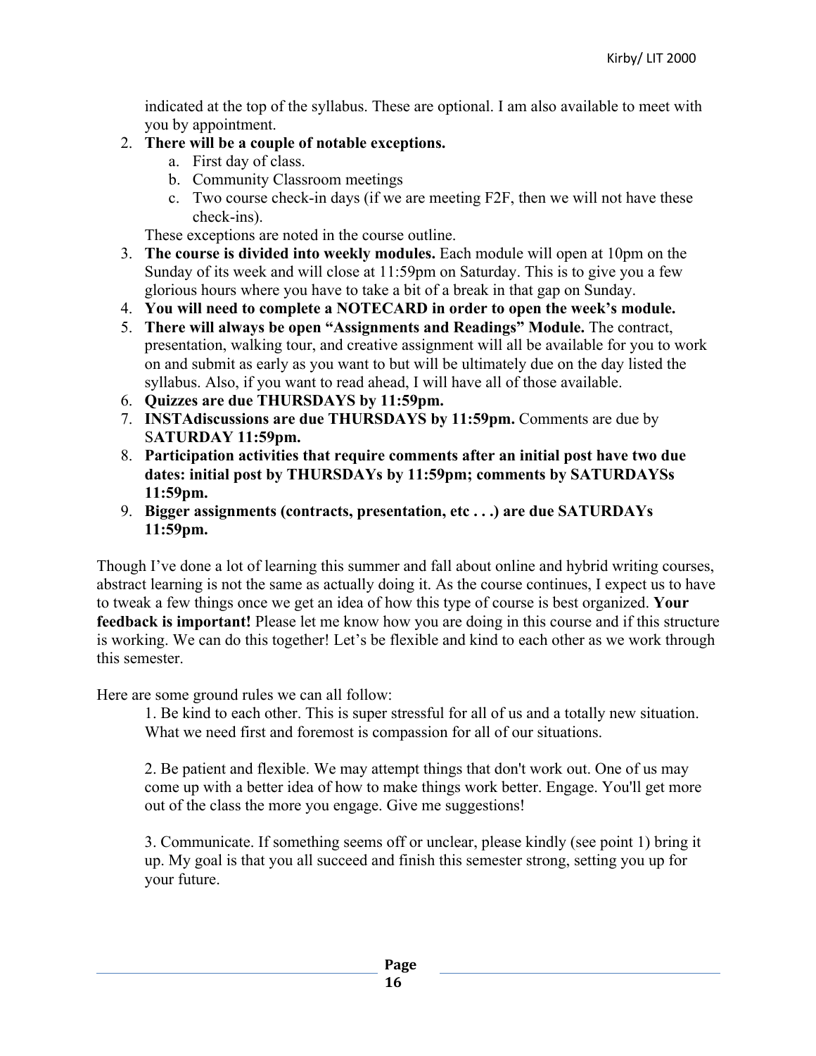indicated at the top of the syllabus. These are optional. I am also available to meet with you by appointment.

2. **There will be a couple of notable exceptions.**
   a. First day of class.
   b. Community Classroom meetings
   c. Two course check-in days (if we are meeting F2F, then we will not have these check-ins).

   These exceptions are noted in the course outline.
3. **The course is divided into weekly modules.** Each module will open at 10pm on the Sunday of its week and will close at 11:59pm on Saturday. This is to give you a few glorious hours where you have to take a bit of a break in that gap on Sunday.
4. **You will need to complete a NOTECARD in order to open the week's module.**
5. **There will always be open "Assignments and Readings" Module.** The contract, presentation, walking tour, and creative assignment will all be available for you to work on and submit as early as you want to but will be ultimately due on the day listed the syllabus. Also, if you want to read ahead, I will have all of those available.
6. **Quizzes are due THURSDAYS by 11:59pm.**
7. **INSTAdiscussions are due THURSDAYS by 11:59pm.** Comments are due by S**ATURDAY 11:59pm.**
8. **Participation activities that require comments after an initial post have two due dates: initial post by THURSDAYs by 11:59pm; comments by SATURDAYSs 11:59pm.**
9. **Bigger assignments (contracts, presentation, etc . . .) are due SATURDAYs 11:59pm.**

Though I've done a lot of learning this summer and fall about online and hybrid writing courses, abstract learning is not the same as actually doing it. As the course continues, I expect us to have to tweak a few things once we get an idea of how this type of course is best organized. **Your feedback is important!** Please let me know how you are doing in this course and if this structure is working. We can do this together! Let's be flexible and kind to each other as we work through this semester.

Here are some ground rules we can all follow:

1. Be kind to each other. This is super stressful for all of us and a totally new situation. What we need first and foremost is compassion for all of our situations.

2. Be patient and flexible. We may attempt things that don't work out. One of us may come up with a better idea of how to make things work better. Engage. You'll get more out of the class the more you engage. Give me suggestions!

3. Communicate. If something seems off or unclear, please kindly (see point 1) bring it up. My goal is that you all succeed and finish this semester strong, setting you up for your future.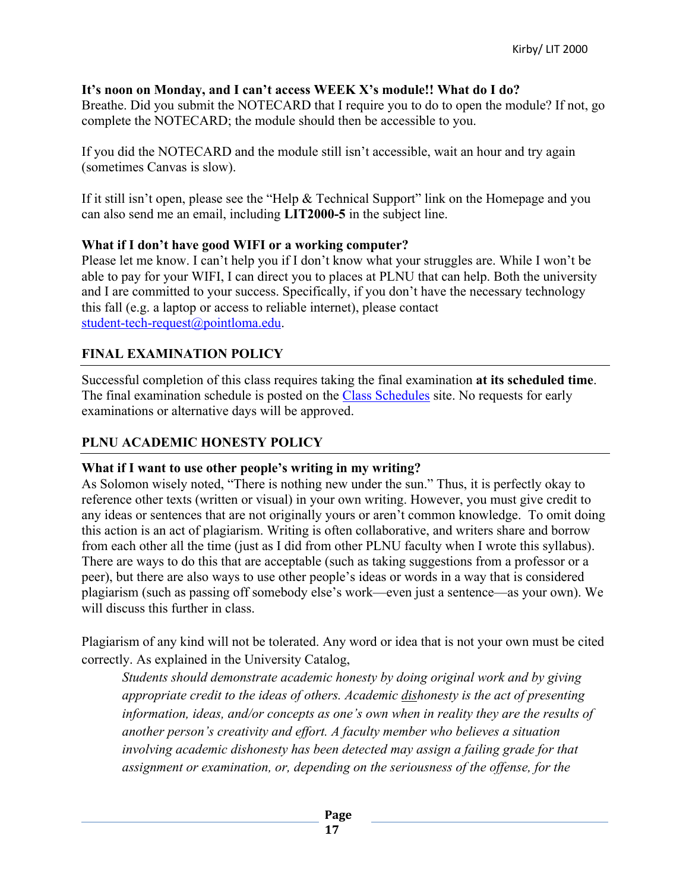**It's noon on Monday, and I can't access WEEK X's module!! What do I do?**
Breathe. Did you submit the NOTECARD that I require you to do to open the module? If not, go complete the NOTECARD; the module should then be accessible to you.

If you did the NOTECARD and the module still isn't accessible, wait an hour and try again (sometimes Canvas is slow).

If it still isn't open, please see the "Help & Technical Support" link on the Homepage and you can also send me an email, including **LIT2000-5** in the subject line.

**What if I don't have good WIFI or a working computer?**
Please let me know. I can't help you if I don't know what your struggles are. While I won't be able to pay for your WIFI, I can direct you to places at PLNU that can help. Both the university and I are committed to your success. Specifically, if you don't have the necessary technology this fall (e.g. a laptop or access to reliable internet), please contact student-tech-request@pointloma.edu.

## FINAL EXAMINATION POLICY

Successful completion of this class requires taking the final examination **at its scheduled time**. The final examination schedule is posted on the Class Schedules site. No requests for early examinations or alternative days will be approved.

## PLNU ACADEMIC HONESTY POLICY

**What if I want to use other people's writing in my writing?**
As Solomon wisely noted, "There is nothing new under the sun." Thus, it is perfectly okay to reference other texts (written or visual) in your own writing. However, you must give credit to any ideas or sentences that are not originally yours or aren't common knowledge. To omit doing this action is an act of plagiarism. Writing is often collaborative, and writers share and borrow from each other all the time (just as I did from other PLNU faculty when I wrote this syllabus). There are ways to do this that are acceptable (such as taking suggestions from a professor or a peer), but there are also ways to use other people's ideas or words in a way that is considered plagiarism (such as passing off somebody else's work—even just a sentence—as your own). We will discuss this further in class.

Plagiarism of any kind will not be tolerated. Any word or idea that is not your own must be cited correctly. As explained in the University Catalog,

> *Students should demonstrate academic honesty by doing original work and by giving appropriate credit to the ideas of others. Academic dishonesty is the act of presenting information, ideas, and/or concepts as one's own when in reality they are the results of another person's creativity and effort. A faculty member who believes a situation involving academic dishonesty has been detected may assign a failing grade for that assignment or examination, or, depending on the seriousness of the offense, for the*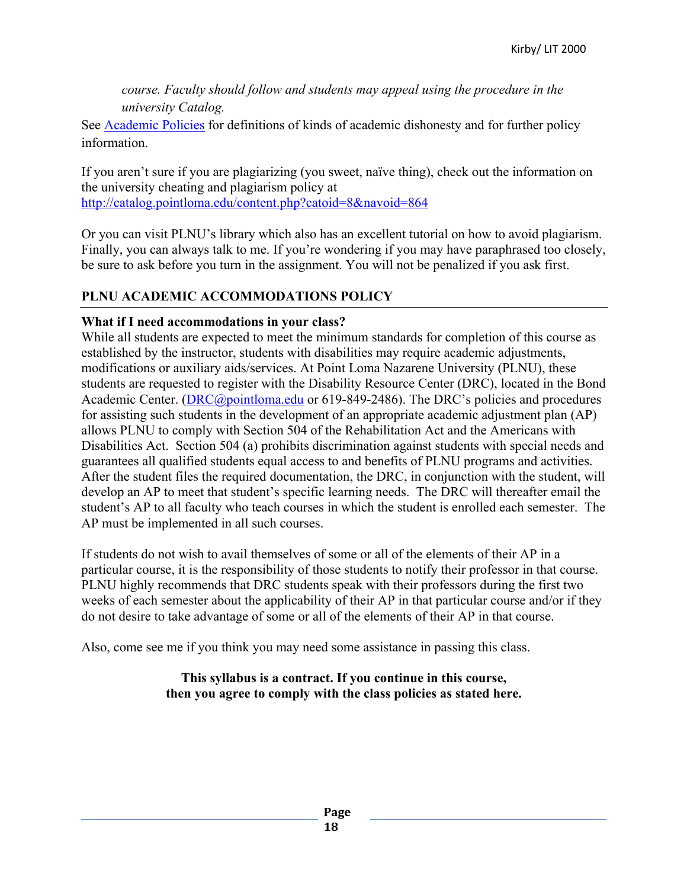*course. Faculty should follow and students may appeal using the procedure in the university Catalog.*

See [Academic Policies](Academic Policies) for definitions of kinds of academic dishonesty and for further policy information.

If you aren't sure if you are plagiarizing (you sweet, naïve thing), check out the information on the university cheating and plagiarism policy at http://catalog.pointloma.edu/content.php?catoid=8&navoid=864

Or you can visit PLNU's library which also has an excellent tutorial on how to avoid plagiarism. Finally, you can always talk to me. If you're wondering if you may have paraphrased too closely, be sure to ask before you turn in the assignment. You will not be penalized if you ask first.

## PLNU ACADEMIC ACCOMMODATIONS POLICY

**What if I need accommodations in your class?**

While all students are expected to meet the minimum standards for completion of this course as established by the instructor, students with disabilities may require academic adjustments, modifications or auxiliary aids/services. At Point Loma Nazarene University (PLNU), these students are requested to register with the Disability Resource Center (DRC), located in the Bond Academic Center. (DRC@pointloma.edu or 619-849-2486). The DRC's policies and procedures for assisting such students in the development of an appropriate academic adjustment plan (AP) allows PLNU to comply with Section 504 of the Rehabilitation Act and the Americans with Disabilities Act. Section 504 (a) prohibits discrimination against students with special needs and guarantees all qualified students equal access to and benefits of PLNU programs and activities. After the student files the required documentation, the DRC, in conjunction with the student, will develop an AP to meet that student's specific learning needs. The DRC will thereafter email the student's AP to all faculty who teach courses in which the student is enrolled each semester. The AP must be implemented in all such courses.

If students do not wish to avail themselves of some or all of the elements of their AP in a particular course, it is the responsibility of those students to notify their professor in that course. PLNU highly recommends that DRC students speak with their professors during the first two weeks of each semester about the applicability of their AP in that particular course and/or if they do not desire to take advantage of some or all of the elements of their AP in that course.

Also, come see me if you think you may need some assistance in passing this class.

**This syllabus is a contract. If you continue in this course, then you agree to comply with the class policies as stated here.**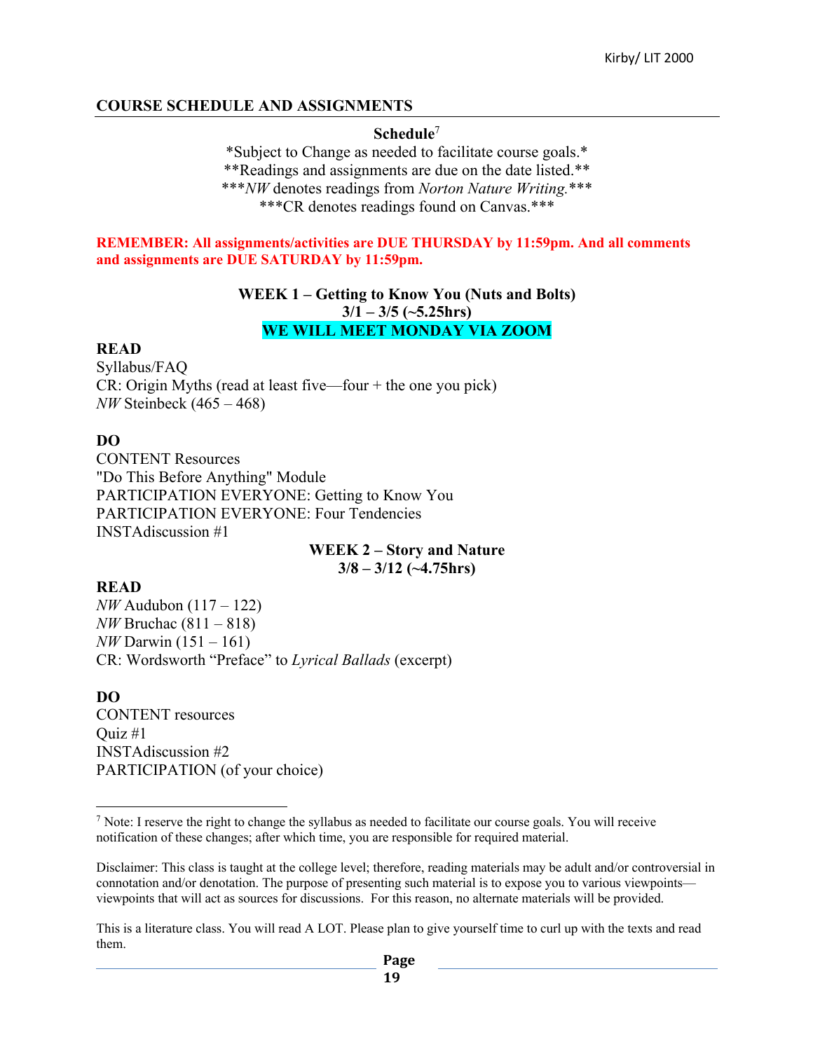## COURSE SCHEDULE AND ASSIGNMENTS

**Schedule**[7]

\*Subject to Change as needed to facilitate course goals.\*
\*\*Readings and assignments are due on the date listed.\*\*
\*\*\**NW* denotes readings from *Norton Nature Writing.*\*\*\*
\*\*\*CR denotes readings found on Canvas.\*\*\*

**REMEMBER: All assignments/activities are DUE THURSDAY by 11:59pm. And all comments and assignments are DUE SATURDAY by 11:59pm.**

### WEEK 1 – Getting to Know You (Nuts and Bolts)
**3/1 – 3/5 (~5.25hrs)**
**WE WILL MEET MONDAY VIA ZOOM**

**READ**

Syllabus/FAQ
CR: Origin Myths (read at least five—four + the one you pick)
*NW* Steinbeck (465 – 468)

**DO**

CONTENT Resources
"Do This Before Anything" Module
PARTICIPATION EVERYONE: Getting to Know You
PARTICIPATION EVERYONE: Four Tendencies
INSTAdiscussion #1

### WEEK 2 – Story and Nature
**3/8 – 3/12 (~4.75hrs)**

**READ**

*NW* Audubon (117 – 122)
*NW* Bruchac (811 – 818)
*NW* Darwin (151 – 161)
CR: Wordsworth "Preface" to *Lyrical Ballads* (excerpt)

**DO**

CONTENT resources
Quiz #1
INSTAdiscussion #2
PARTICIPATION (of your choice)

---

[7] Note: I reserve the right to change the syllabus as needed to facilitate our course goals. You will receive notification of these changes; after which time, you are responsible for required material.

Disclaimer: This class is taught at the college level; therefore, reading materials may be adult and/or controversial in connotation and/or denotation. The purpose of presenting such material is to expose you to various viewpoints—viewpoints that will act as sources for discussions. For this reason, no alternate materials will be provided.

This is a literature class. You will read A LOT. Please plan to give yourself time to curl up with the texts and read them.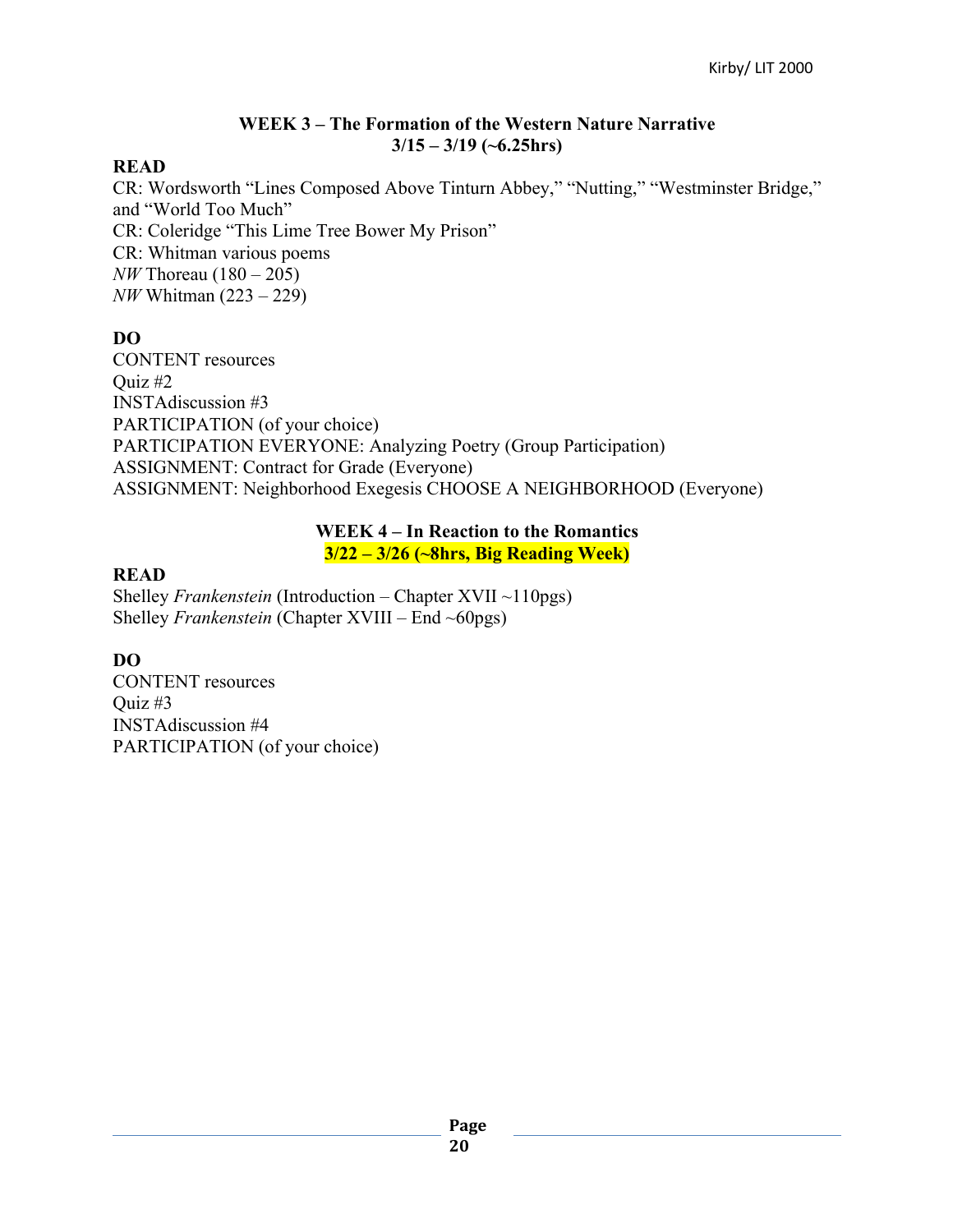### WEEK 3 – The Formation of the Western Nature Narrative
### 3/15 – 3/19 (~6.25hrs)

**READ**

CR: Wordsworth "Lines Composed Above Tinturn Abbey," "Nutting," "Westminster Bridge," and "World Too Much"
CR: Coleridge "This Lime Tree Bower My Prison"
CR: Whitman various poems
*NW* Thoreau (180 – 205)
*NW* Whitman (223 – 229)

**DO**

CONTENT resources
Quiz #2
INSTAdiscussion #3
PARTICIPATION (of your choice)
PARTICIPATION EVERYONE: Analyzing Poetry (Group Participation)
ASSIGNMENT: Contract for Grade (Everyone)
ASSIGNMENT: Neighborhood Exegesis CHOOSE A NEIGHBORHOOD (Everyone)

### WEEK 4 – In Reaction to the Romantics
### 3/22 – 3/26 (~8hrs, Big Reading Week)

**READ**

Shelley *Frankenstein* (Introduction – Chapter XVII ~110pgs)
Shelley *Frankenstein* (Chapter XVIII – End ~60pgs)

**DO**

CONTENT resources
Quiz #3
INSTAdiscussion #4
PARTICIPATION (of your choice)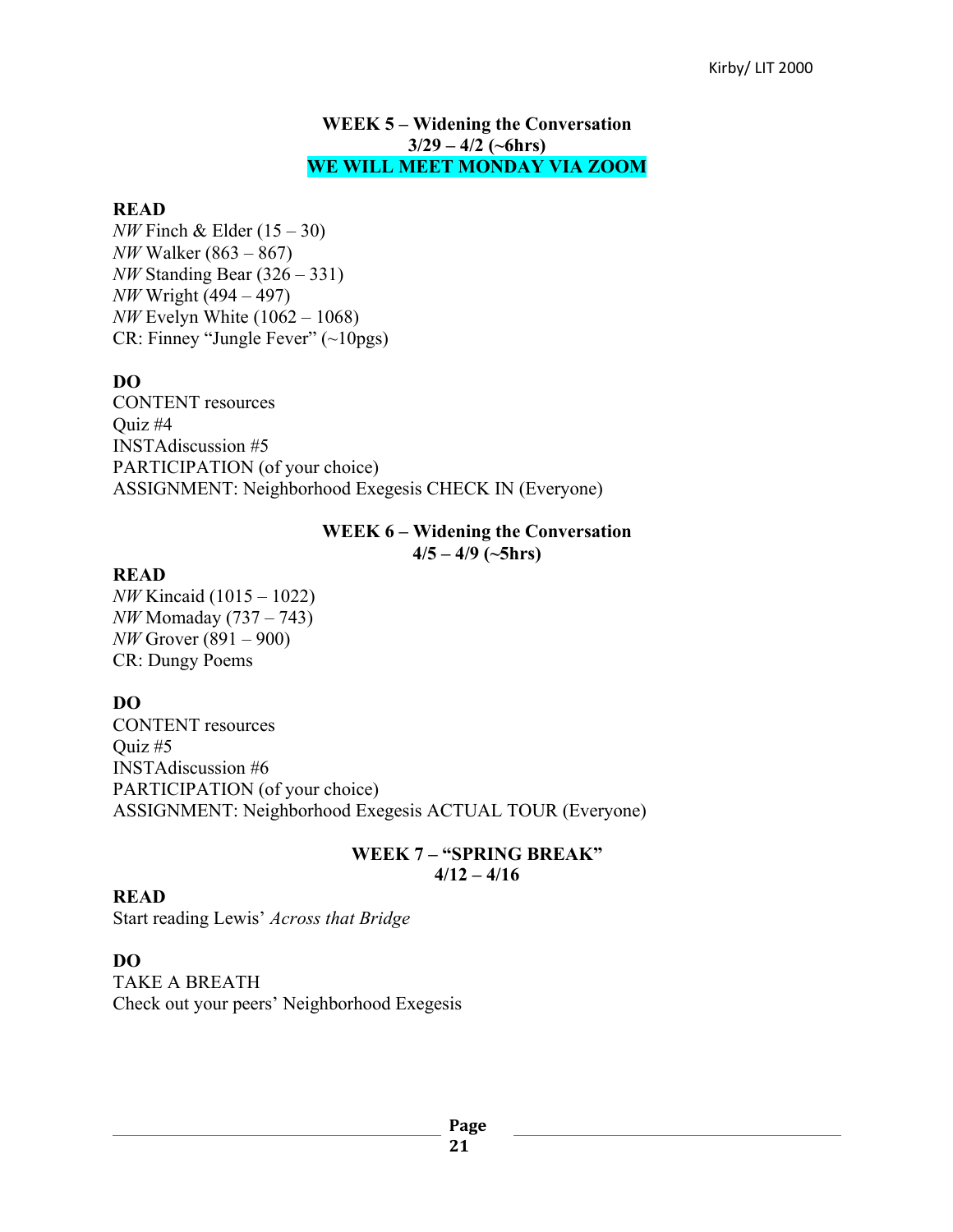## WEEK 5 – Widening the Conversation

**3/29 – 4/2 (~6hrs)**

**WE WILL MEET MONDAY VIA ZOOM**

**READ**

*NW* Finch & Elder (15 – 30)
*NW* Walker (863 – 867)
*NW* Standing Bear (326 – 331)
*NW* Wright (494 – 497)
*NW* Evelyn White (1062 – 1068)
CR: Finney "Jungle Fever" (~10pgs)

**DO**

CONTENT resources
Quiz #4
INSTAdiscussion #5
PARTICIPATION (of your choice)
ASSIGNMENT: Neighborhood Exegesis CHECK IN (Everyone)

## WEEK 6 – Widening the Conversation

**4/5 – 4/9 (~5hrs)**

**READ**

*NW* Kincaid (1015 – 1022)
*NW* Momaday (737 – 743)
*NW* Grover (891 – 900)
CR: Dungy Poems

**DO**

CONTENT resources
Quiz #5
INSTAdiscussion #6
PARTICIPATION (of your choice)
ASSIGNMENT: Neighborhood Exegesis ACTUAL TOUR (Everyone)

## WEEK 7 – "SPRING BREAK"

**4/12 – 4/16**

**READ**

Start reading Lewis' *Across that Bridge*

**DO**

TAKE A BREATH
Check out your peers' Neighborhood Exegesis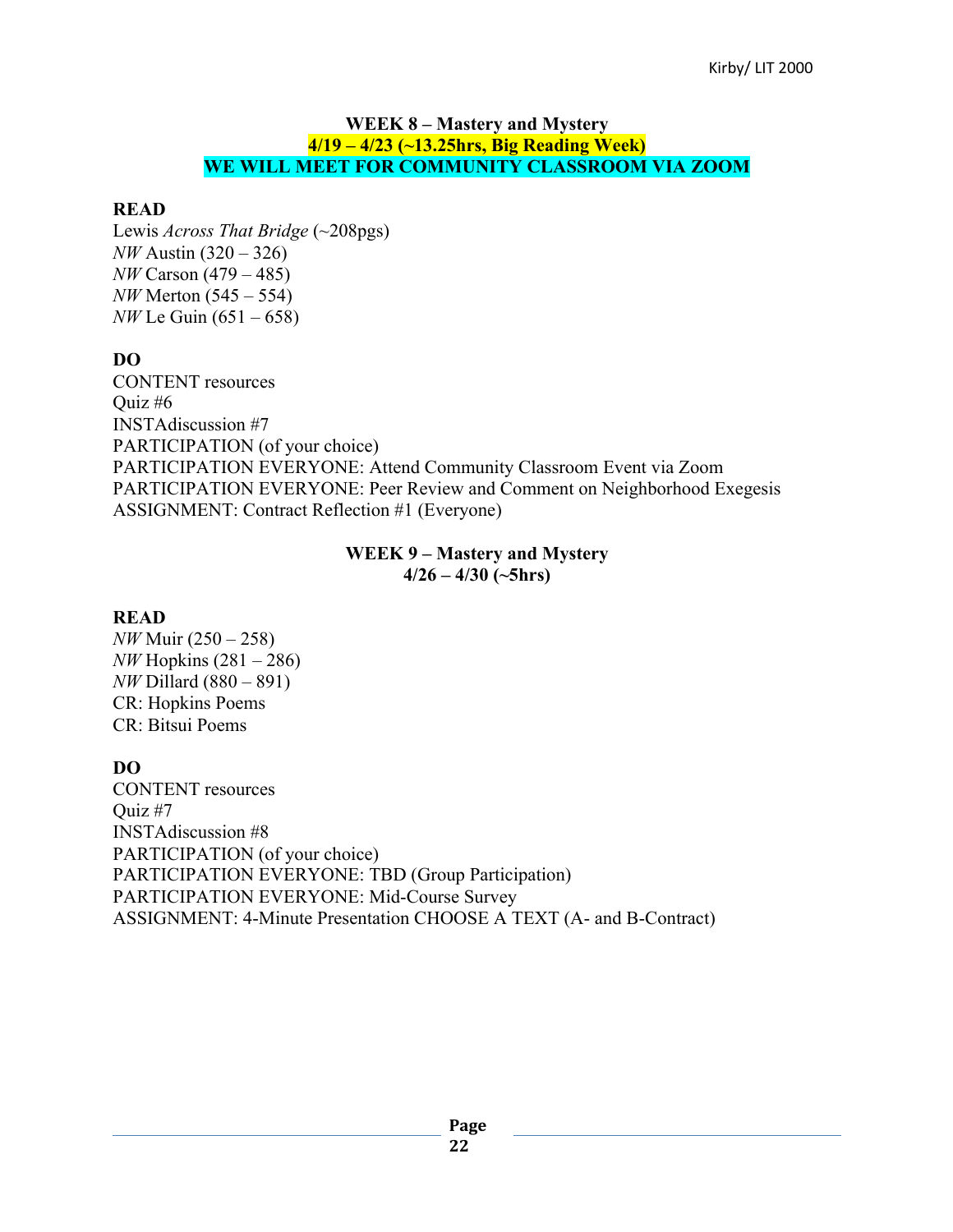## WEEK 8 – Mastery and Mystery

**4/19 – 4/23 (~13.25hrs, Big Reading Week)**

**WE WILL MEET FOR COMMUNITY CLASSROOM VIA ZOOM**

### READ

Lewis *Across That Bridge* (~208pgs)
*NW* Austin (320 – 326)
*NW* Carson (479 – 485)
*NW* Merton (545 – 554)
*NW* Le Guin (651 – 658)

### DO

CONTENT resources
Quiz #6
INSTAdiscussion #7
PARTICIPATION (of your choice)
PARTICIPATION EVERYONE: Attend Community Classroom Event via Zoom
PARTICIPATION EVERYONE: Peer Review and Comment on Neighborhood Exegesis
ASSIGNMENT: Contract Reflection #1 (Everyone)

## WEEK 9 – Mastery and Mystery

**4/26 – 4/30 (~5hrs)**

### READ

*NW* Muir (250 – 258)
*NW* Hopkins (281 – 286)
*NW* Dillard (880 – 891)
CR: Hopkins Poems
CR: Bitsui Poems

### DO

CONTENT resources
Quiz #7
INSTAdiscussion #8
PARTICIPATION (of your choice)
PARTICIPATION EVERYONE: TBD (Group Participation)
PARTICIPATION EVERYONE: Mid-Course Survey
ASSIGNMENT: 4-Minute Presentation CHOOSE A TEXT (A- and B-Contract)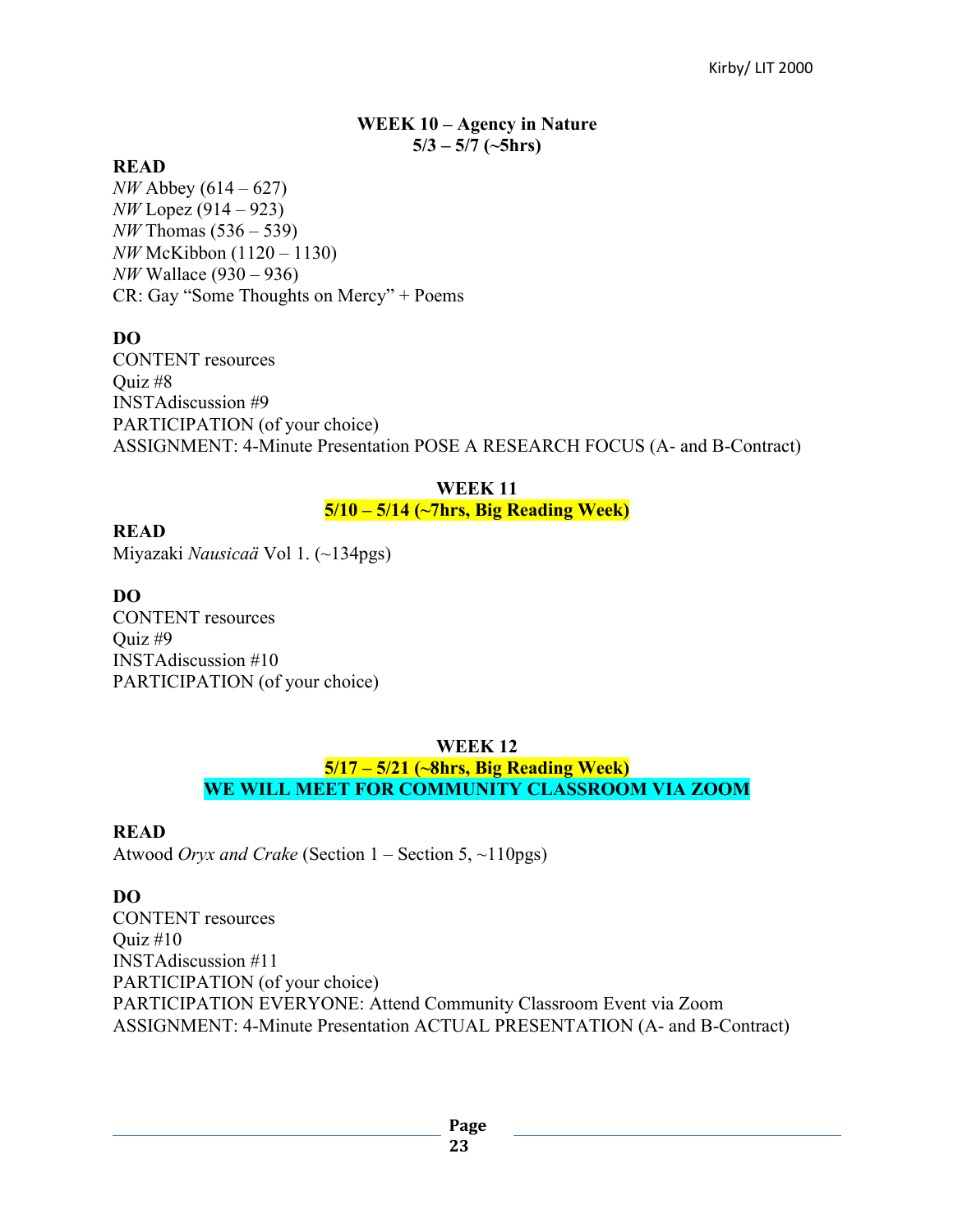**WEEK 10 – Agency in Nature**
**5/3 – 5/7 (~5hrs)**

**READ**
*NW* Abbey (614 – 627)
*NW* Lopez (914 – 923)
*NW* Thomas (536 – 539)
*NW* McKibbon (1120 – 1130)
*NW* Wallace (930 – 936)
CR: Gay "Some Thoughts on Mercy" + Poems

**DO**
CONTENT resources
Quiz #8
INSTAdiscussion #9
PARTICIPATION (of your choice)
ASSIGNMENT: 4-Minute Presentation POSE A RESEARCH FOCUS (A- and B-Contract)

**WEEK 11**
**5/10 – 5/14 (~7hrs, Big Reading Week)**

**READ**
Miyazaki *Nausicaä* Vol 1. (~134pgs)

**DO**
CONTENT resources
Quiz #9
INSTAdiscussion #10
PARTICIPATION (of your choice)

**WEEK 12**
**5/17 – 5/21 (~8hrs, Big Reading Week)**
**WE WILL MEET FOR COMMUNITY CLASSROOM VIA ZOOM**

**READ**
Atwood *Oryx and Crake* (Section 1 – Section 5, ~110pgs)

**DO**
CONTENT resources
Quiz #10
INSTAdiscussion #11
PARTICIPATION (of your choice)
PARTICIPATION EVERYONE: Attend Community Classroom Event via Zoom
ASSIGNMENT: 4-Minute Presentation ACTUAL PRESENTATION (A- and B-Contract)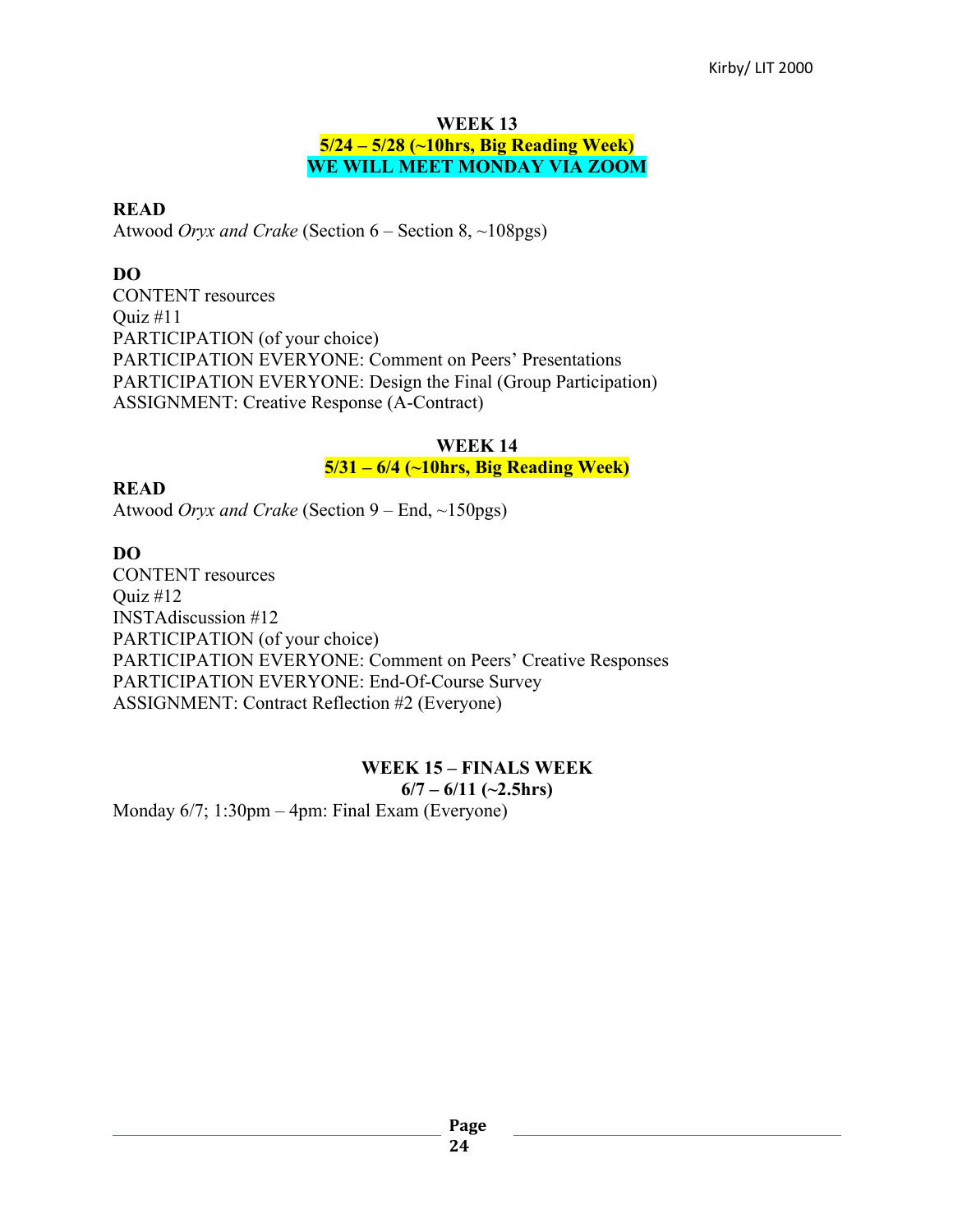## WEEK 13

**5/24 – 5/28 (~10hrs, Big Reading Week)**

**WE WILL MEET MONDAY VIA ZOOM**

**READ**

Atwood *Oryx and Crake* (Section 6 – Section 8, ~108pgs)

**DO**

CONTENT resources
Quiz #11
PARTICIPATION (of your choice)
PARTICIPATION EVERYONE: Comment on Peers' Presentations
PARTICIPATION EVERYONE: Design the Final (Group Participation)
ASSIGNMENT: Creative Response (A-Contract)

## WEEK 14

**5/31 – 6/4 (~10hrs, Big Reading Week)**

**READ**

Atwood *Oryx and Crake* (Section 9 – End, ~150pgs)

**DO**

CONTENT resources
Quiz #12
INSTAdiscussion #12
PARTICIPATION (of your choice)
PARTICIPATION EVERYONE: Comment on Peers' Creative Responses
PARTICIPATION EVERYONE: End-Of-Course Survey
ASSIGNMENT: Contract Reflection #2 (Everyone)

## WEEK 15 – FINALS WEEK

**6/7 – 6/11 (~2.5hrs)**

Monday 6/7; 1:30pm – 4pm: Final Exam (Everyone)